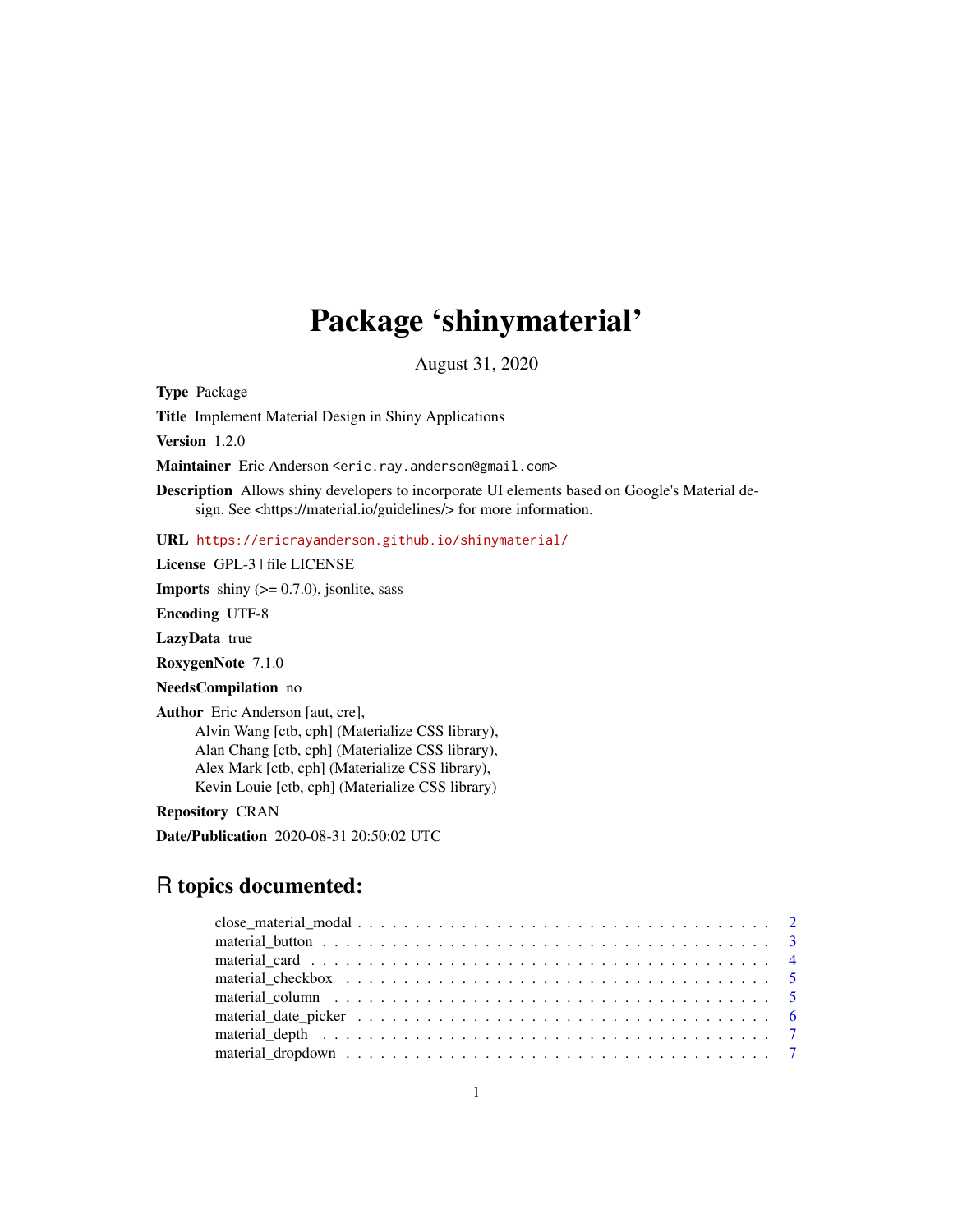# Package 'shinymaterial'

August 31, 2020

**Type** Package

**Title** Implement Material Design in Shiny Applications

**Version** 1.2.0

**Maintainer** Eric Anderson <eric.ray.anderson@gmail.com>

**Description** Allows shiny developers to incorporate UI elements based on Google's Material design. See <https://material.io/guidelines/> for more information.

**URL** https://ericrayanderson.github.io/shinymaterial/

**License** GPL-3 | file LICENSE

**Imports** shiny (>= 0.7.0), jsonlite, sass

**Encoding** UTF-8

**LazyData** true

**RoxygenNote** 7.1.0

**NeedsCompilation** no

**Author** Eric Anderson [aut, cre],
Alvin Wang [ctb, cph] (Materialize CSS library),
Alan Chang [ctb, cph] (Materialize CSS library),
Alex Mark [ctb, cph] (Materialize CSS library),
Kevin Louie [ctb, cph] (Materialize CSS library)

**Repository** CRAN

**Date/Publication** 2020-08-31 20:50:02 UTC

## R topics documented:

close_material_modal . . . . . . . . . . . . . . . . . . . . . . . . . . . . . . . . . . . 2
material_button . . . . . . . . . . . . . . . . . . . . . . . . . . . . . . . . . . . 3
material_card . . . . . . . . . . . . . . . . . . . . . . . . . . . . . . . . . . . 4
material_checkbox . . . . . . . . . . . . . . . . . . . . . . . . . . . . . . . . . . . 5
material_column . . . . . . . . . . . . . . . . . . . . . . . . . . . . . . . . . . . 5
material_date_picker . . . . . . . . . . . . . . . . . . . . . . . . . . . . . . . . . . . 6
material_depth . . . . . . . . . . . . . . . . . . . . . . . . . . . . . . . . . . . 7
material_dropdown . . . . . . . . . . . . . . . . . . . . . . . . . . . . . . . . . . . 7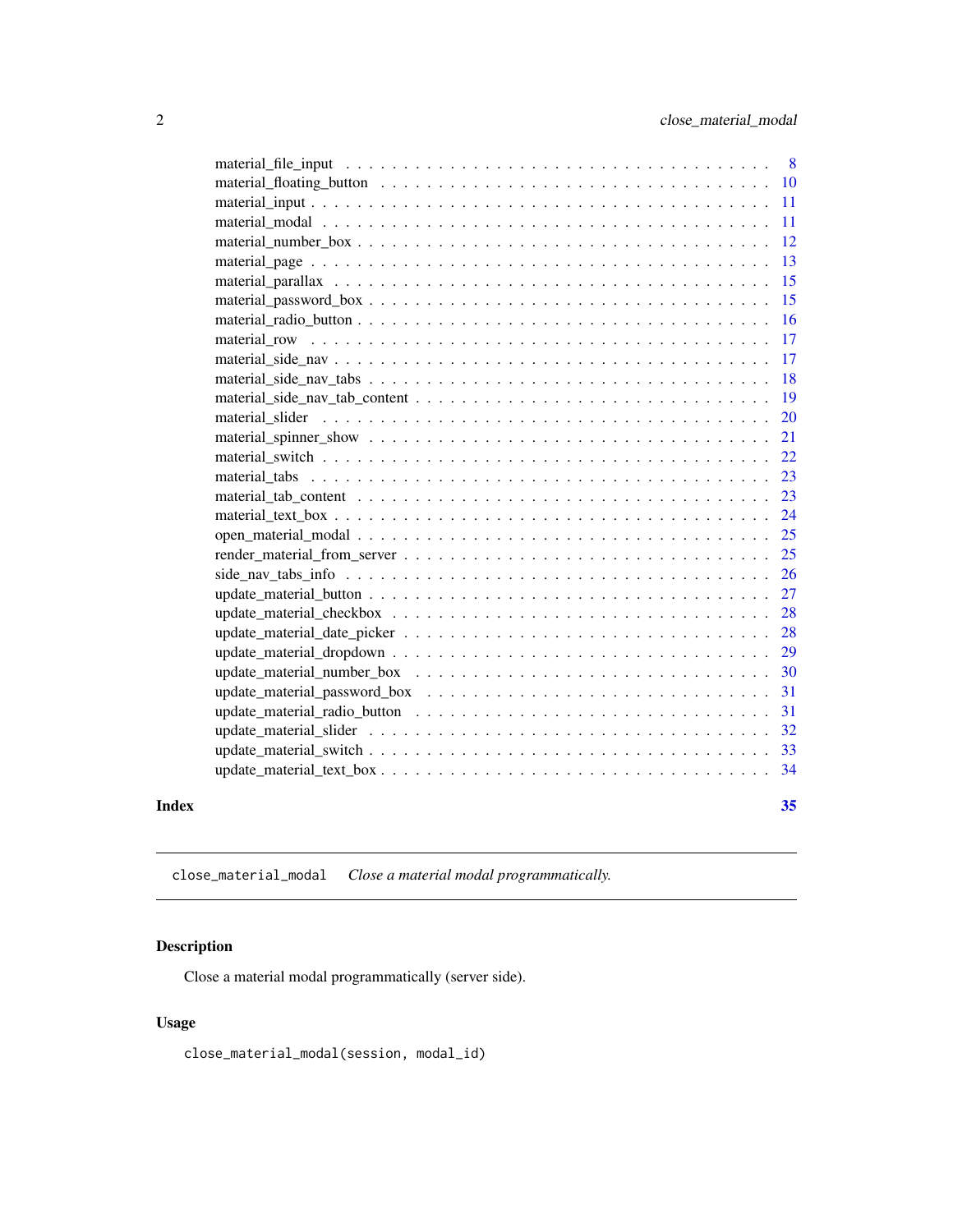material_file_input . . . . . . . . . . . . . . . . . . . . . . . . . . . . . . . . . . 8
material_floating_button . . . . . . . . . . . . . . . . . . . . . . . . . . . . . . . . 10
material_input . . . . . . . . . . . . . . . . . . . . . . . . . . . . . . . . . . . . . 11
material_modal . . . . . . . . . . . . . . . . . . . . . . . . . . . . . . . . . . . . . 11
material_number_box . . . . . . . . . . . . . . . . . . . . . . . . . . . . . . . . . . 12
material_page . . . . . . . . . . . . . . . . . . . . . . . . . . . . . . . . . . . . . . 13
material_parallax . . . . . . . . . . . . . . . . . . . . . . . . . . . . . . . . . . . . 15
material_password_box . . . . . . . . . . . . . . . . . . . . . . . . . . . . . . . . . 15
material_radio_button . . . . . . . . . . . . . . . . . . . . . . . . . . . . . . . . . . 16
material_row . . . . . . . . . . . . . . . . . . . . . . . . . . . . . . . . . . . . . . . 17
material_side_nav . . . . . . . . . . . . . . . . . . . . . . . . . . . . . . . . . . . . 17
material_side_nav_tabs . . . . . . . . . . . . . . . . . . . . . . . . . . . . . . . . . 18
material_side_nav_tab_content . . . . . . . . . . . . . . . . . . . . . . . . . . . . . 19
material_slider . . . . . . . . . . . . . . . . . . . . . . . . . . . . . . . . . . . . . . 20
material_spinner_show . . . . . . . . . . . . . . . . . . . . . . . . . . . . . . . . . . 21
material_switch . . . . . . . . . . . . . . . . . . . . . . . . . . . . . . . . . . . . . . 22
material_tabs . . . . . . . . . . . . . . . . . . . . . . . . . . . . . . . . . . . . . . . 23
material_tab_content . . . . . . . . . . . . . . . . . . . . . . . . . . . . . . . . . . . 23
material_text_box . . . . . . . . . . . . . . . . . . . . . . . . . . . . . . . . . . . . . 24
open_material_modal . . . . . . . . . . . . . . . . . . . . . . . . . . . . . . . . . . . 25
render_material_from_server . . . . . . . . . . . . . . . . . . . . . . . . . . . . . . . 25
side_nav_tabs_info . . . . . . . . . . . . . . . . . . . . . . . . . . . . . . . . . . . . 26
update_material_button . . . . . . . . . . . . . . . . . . . . . . . . . . . . . . . . . 27
update_material_checkbox . . . . . . . . . . . . . . . . . . . . . . . . . . . . . . . . 28
update_material_date_picker . . . . . . . . . . . . . . . . . . . . . . . . . . . . . . . 28
update_material_dropdown . . . . . . . . . . . . . . . . . . . . . . . . . . . . . . . . 29
update_material_number_box . . . . . . . . . . . . . . . . . . . . . . . . . . . . . . . 30
update_material_password_box . . . . . . . . . . . . . . . . . . . . . . . . . . . . . . 31
update_material_radio_button . . . . . . . . . . . . . . . . . . . . . . . . . . . . . . 31
update_material_slider . . . . . . . . . . . . . . . . . . . . . . . . . . . . . . . . . . 32
update_material_switch . . . . . . . . . . . . . . . . . . . . . . . . . . . . . . . . . . 33
update_material_text_box . . . . . . . . . . . . . . . . . . . . . . . . . . . . . . . . . 34

**Index** 35

---

`close_material_modal` *Close a material modal programmatically.*

---

## Description

Close a material modal programmatically (server side).

## Usage

```
close_material_modal(session, modal_id)
```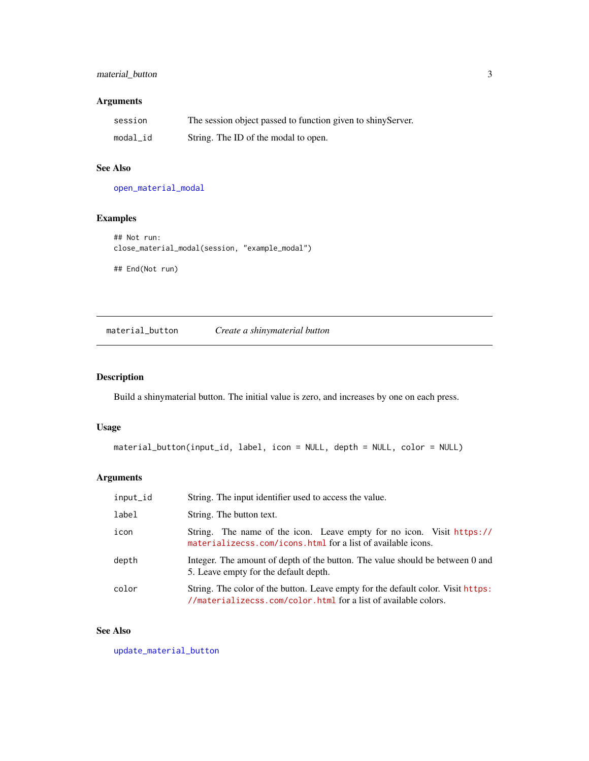### Arguments

| | |
|---|---|
| `session` | The session object passed to function given to shinyServer. |
| `modal_id` | String. The ID of the modal to open. |

### See Also

`open_material_modal`

### Examples

```
## Not run:
close_material_modal(session, "example_modal")

## End(Not run)
```

---

## material_button — *Create a shinymaterial button*

---

### Description

Build a shinymaterial button. The initial value is zero, and increases by one on each press.

### Usage

```
material_button(input_id, label, icon = NULL, depth = NULL, color = NULL)
```

### Arguments

| | |
|---|---|
| `input_id` | String. The input identifier used to access the value. |
| `label` | String. The button text. |
| `icon` | String. The name of the icon. Leave empty for no icon. Visit `https://materializecss.com/icons.html` for a list of available icons. |
| `depth` | Integer. The amount of depth of the button. The value should be between 0 and 5. Leave empty for the default depth. |
| `color` | String. The color of the button. Leave empty for the default color. Visit `https://materializecss.com/color.html` for a list of available colors. |

### See Also

`update_material_button`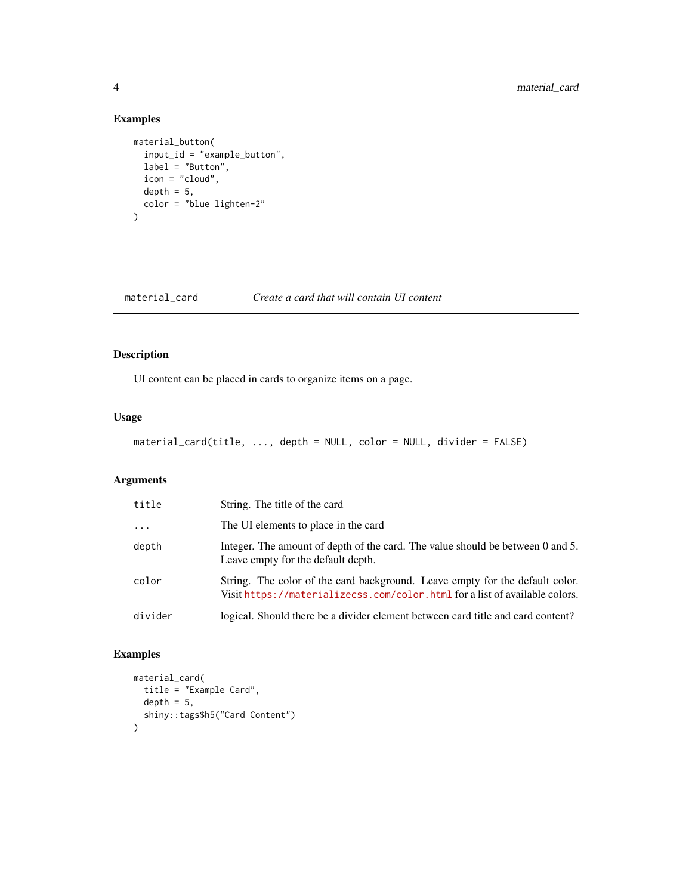## Examples

```
material_button(
  input_id = "example_button",
  label = "Button",
  icon = "cloud",
  depth = 5,
  color = "blue lighten-2"
)
```

---

## material_card — *Create a card that will contain UI content*

---

### Description

UI content can be placed in cards to organize items on a page.

### Usage

```
material_card(title, ..., depth = NULL, color = NULL, divider = FALSE)
```

### Arguments

| | |
|---|---|
| `title` | String. The title of the card |
| `...` | The UI elements to place in the card |
| `depth` | Integer. The amount of depth of the card. The value should be between 0 and 5. Leave empty for the default depth. |
| `color` | String. The color of the card background. Leave empty for the default color. Visit https://materializecss.com/color.html for a list of available colors. |
| `divider` | logical. Should there be a divider element between card title and card content? |

### Examples

```
material_card(
  title = "Example Card",
  depth = 5,
  shiny::tags$h5("Card Content")
)
```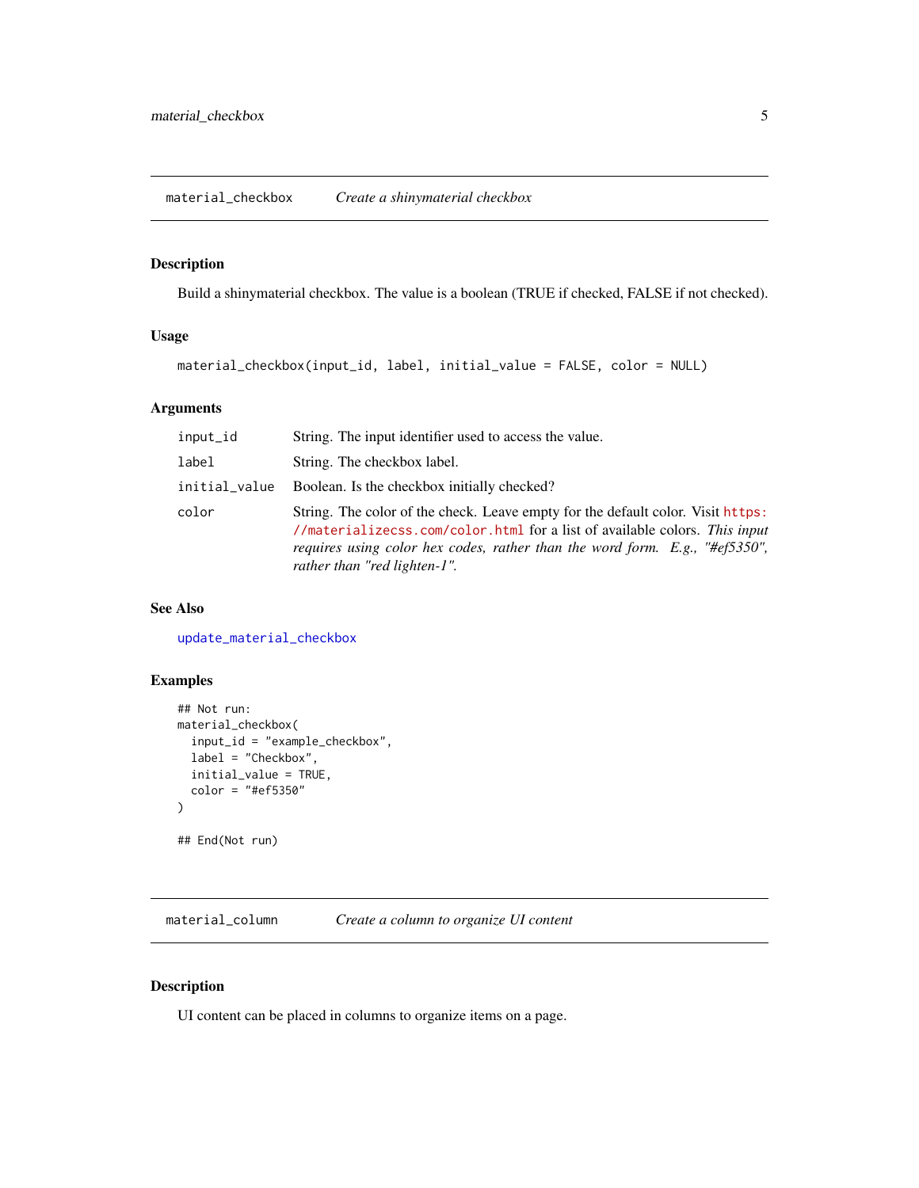## material_checkbox *Create a shinymaterial checkbox*

### Description

Build a shinymaterial checkbox. The value is a boolean (TRUE if checked, FALSE if not checked).

### Usage

```
material_checkbox(input_id, label, initial_value = FALSE, color = NULL)
```

### Arguments

| | |
|---|---|
| `input_id` | String. The input identifier used to access the value. |
| `label` | String. The checkbox label. |
| `initial_value` | Boolean. Is the checkbox initially checked? |
| `color` | String. The color of the check. Leave empty for the default color. Visit https://materializecss.com/color.html for a list of available colors. *This input requires using color hex codes, rather than the word form. E.g., "#ef5350", rather than "red lighten-1".* |

### See Also

update_material_checkbox

### Examples

```
## Not run:
material_checkbox(
  input_id = "example_checkbox",
  label = "Checkbox",
  initial_value = TRUE,
  color = "#ef5350"
)

## End(Not run)
```

## material_column *Create a column to organize UI content*

### Description

UI content can be placed in columns to organize items on a page.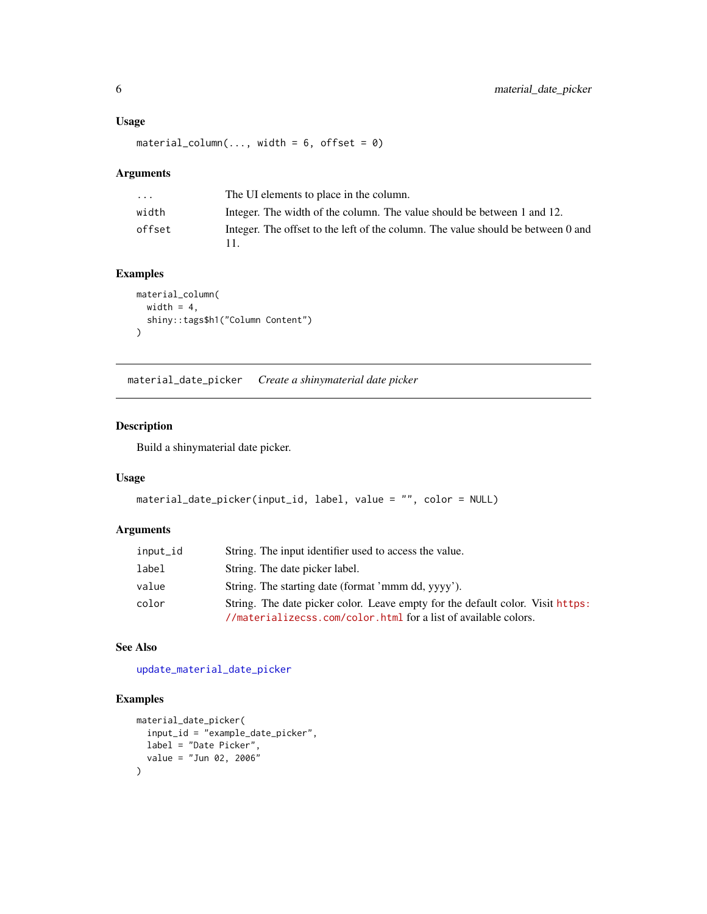### Usage

```
material_column(..., width = 6, offset = 0)
```

### Arguments

| | |
|---|---|
| ... | The UI elements to place in the column. |
| width | Integer. The width of the column. The value should be between 1 and 12. |
| offset | Integer. The offset to the left of the column. The value should be between 0 and 11. |

### Examples

```
material_column(
  width = 4,
  shiny::tags$h1("Column Content")
)
```

---

## material_date_picker *Create a shinymaterial date picker*

### Description

Build a shinymaterial date picker.

### Usage

```
material_date_picker(input_id, label, value = "", color = NULL)
```

### Arguments

| | |
|---|---|
| input_id | String. The input identifier used to access the value. |
| label | String. The date picker label. |
| value | String. The starting date (format 'mmm dd, yyyy'). |
| color | String. The date picker color. Leave empty for the default color. Visit https://materializecss.com/color.html for a list of available colors. |

### See Also

update_material_date_picker

### Examples

```
material_date_picker(
  input_id = "example_date_picker",
  label = "Date Picker",
  value = "Jun 02, 2006"
)
```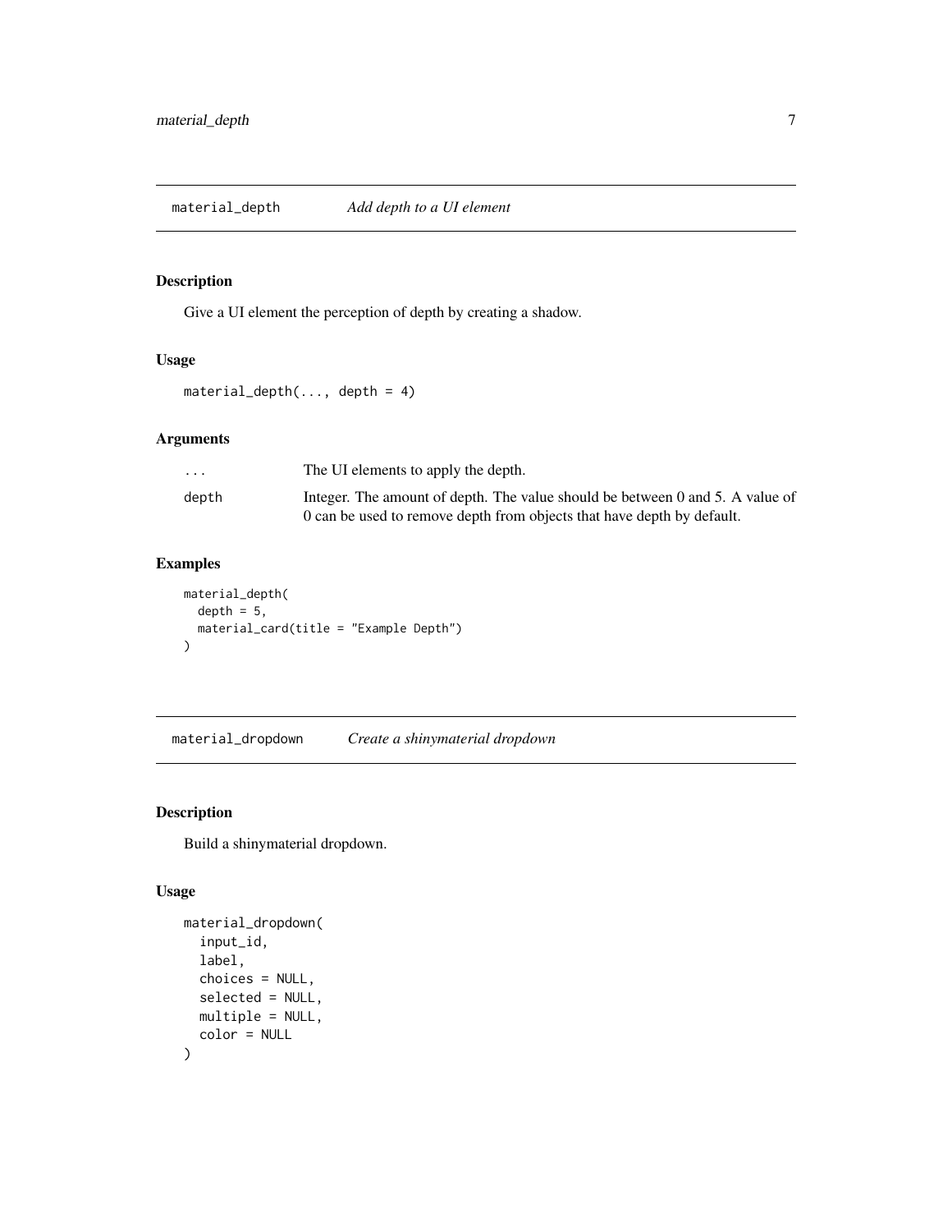## material_depth — *Add depth to a UI element*

### Description

Give a UI element the perception of depth by creating a shadow.

### Usage

```
material_depth(..., depth = 4)
```

### Arguments

| | |
|---|---|
| ... | The UI elements to apply the depth. |
| depth | Integer. The amount of depth. The value should be between 0 and 5. A value of 0 can be used to remove depth from objects that have depth by default. |

### Examples

```
material_depth(
  depth = 5,
  material_card(title = "Example Depth")
)
```

## material_dropdown — *Create a shinymaterial dropdown*

### Description

Build a shinymaterial dropdown.

### Usage

```
material_dropdown(
  input_id,
  label,
  choices = NULL,
  selected = NULL,
  multiple = NULL,
  color = NULL
)
```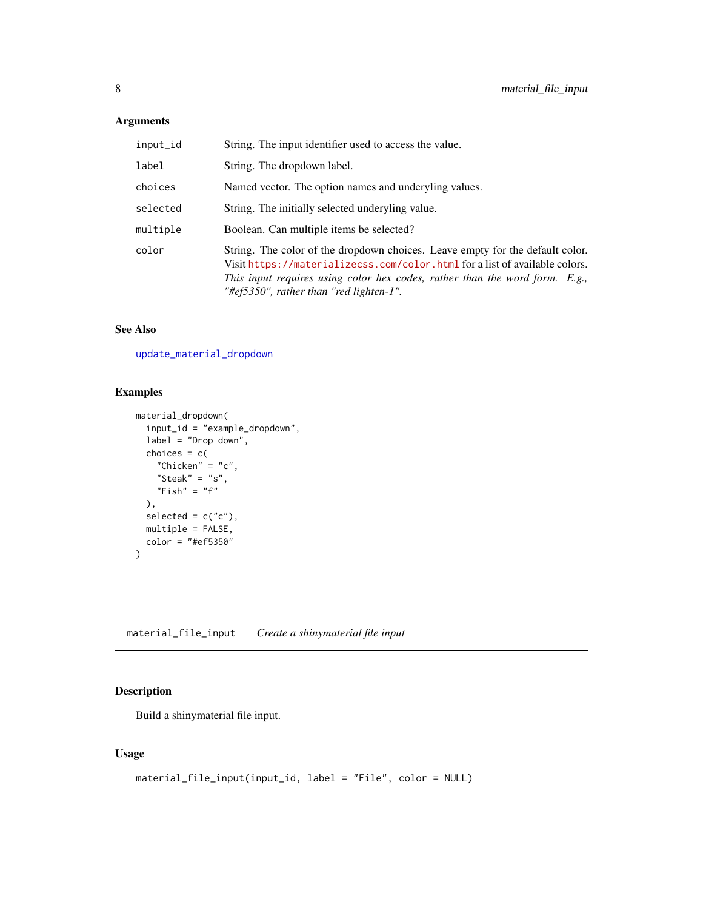### Arguments

| | |
|---|---|
| `input_id` | String. The input identifier used to access the value. |
| `label` | String. The dropdown label. |
| `choices` | Named vector. The option names and underyling values. |
| `selected` | String. The initially selected underyling value. |
| `multiple` | Boolean. Can multiple items be selected? |
| `color` | String. The color of the dropdown choices. Leave empty for the default color. Visit https://materializecss.com/color.html for a list of available colors. *This input requires using color hex codes, rather than the word form. E.g., "#ef5350", rather than "red lighten-1".* |

### See Also

`update_material_dropdown`

### Examples

```
material_dropdown(
  input_id = "example_dropdown",
  label = "Drop down",
  choices = c(
    "Chicken" = "c",
    "Steak" = "s",
    "Fish" = "f"
  ),
  selected = c("c"),
  multiple = FALSE,
  color = "#ef5350"
)
```

---

## `material_file_input` *Create a shinymaterial file input*

---

### Description

Build a shinymaterial file input.

### Usage

```
material_file_input(input_id, label = "File", color = NULL)
```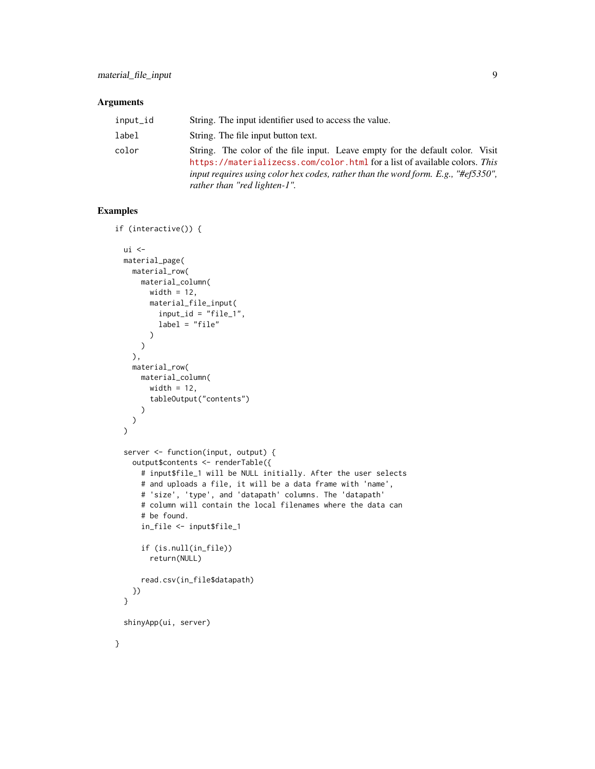## Arguments

| | |
|---|---|
| `input_id` | String. The input identifier used to access the value. |
| `label` | String. The file input button text. |
| `color` | String. The color of the file input. Leave empty for the default color. Visit https://materializecss.com/color.html for a list of available colors. *This input requires using color hex codes, rather than the word form. E.g., "#ef5350", rather than "red lighten-1".* |

## Examples

```
if (interactive()) {

  ui <-
  material_page(
    material_row(
      material_column(
        width = 12,
        material_file_input(
          input_id = "file_1",
          label = "file"
        )
      )
    ),
    material_row(
      material_column(
        width = 12,
        tableOutput("contents")
      )
    )
  )

  server <- function(input, output) {
    output$contents <- renderTable({
      # input$file_1 will be NULL initially. After the user selects
      # and uploads a file, it will be a data frame with 'name',
      # 'size', 'type', and 'datapath' columns. The 'datapath'
      # column will contain the local filenames where the data can
      # be found.
      in_file <- input$file_1

      if (is.null(in_file))
        return(NULL)

      read.csv(in_file$datapath)
    })
  }

  shinyApp(ui, server)

}
```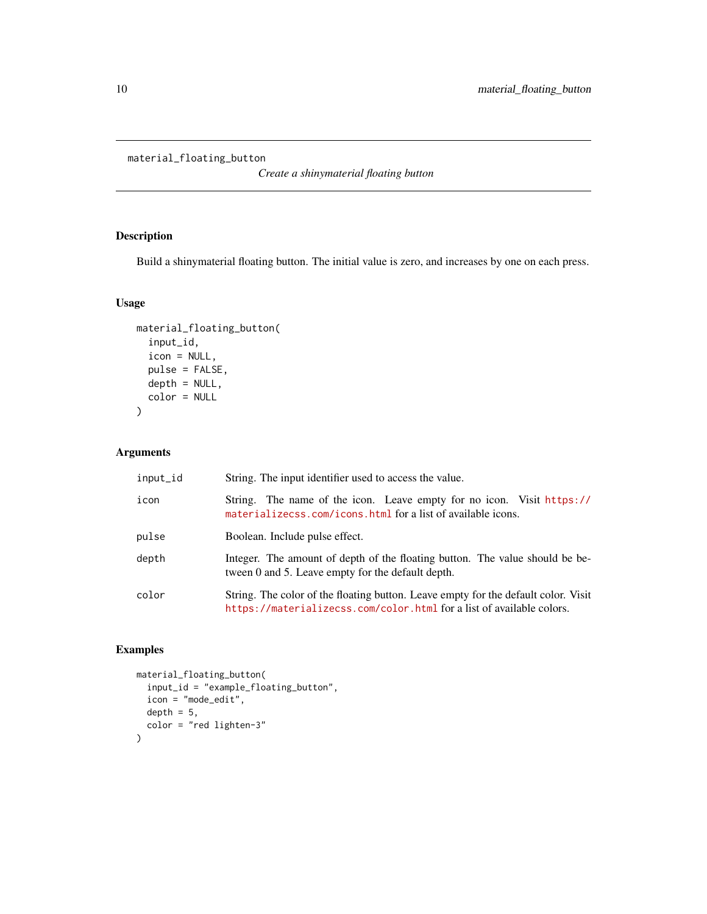`material_floating_button` *Create a shinymaterial floating button*

## Description

Build a shinymaterial floating button. The initial value is zero, and increases by one on each press.

## Usage

```
material_floating_button(
  input_id,
  icon = NULL,
  pulse = FALSE,
  depth = NULL,
  color = NULL
)
```

## Arguments

| | |
|---|---|
| `input_id` | String. The input identifier used to access the value. |
| `icon` | String. The name of the icon. Leave empty for no icon. Visit https://materializecss.com/icons.html for a list of available icons. |
| `pulse` | Boolean. Include pulse effect. |
| `depth` | Integer. The amount of depth of the floating button. The value should be between 0 and 5. Leave empty for the default depth. |
| `color` | String. The color of the floating button. Leave empty for the default color. Visit https://materializecss.com/color.html for a list of available colors. |

## Examples

```
material_floating_button(
  input_id = "example_floating_button",
  icon = "mode_edit",
  depth = 5,
  color = "red lighten-3"
)
```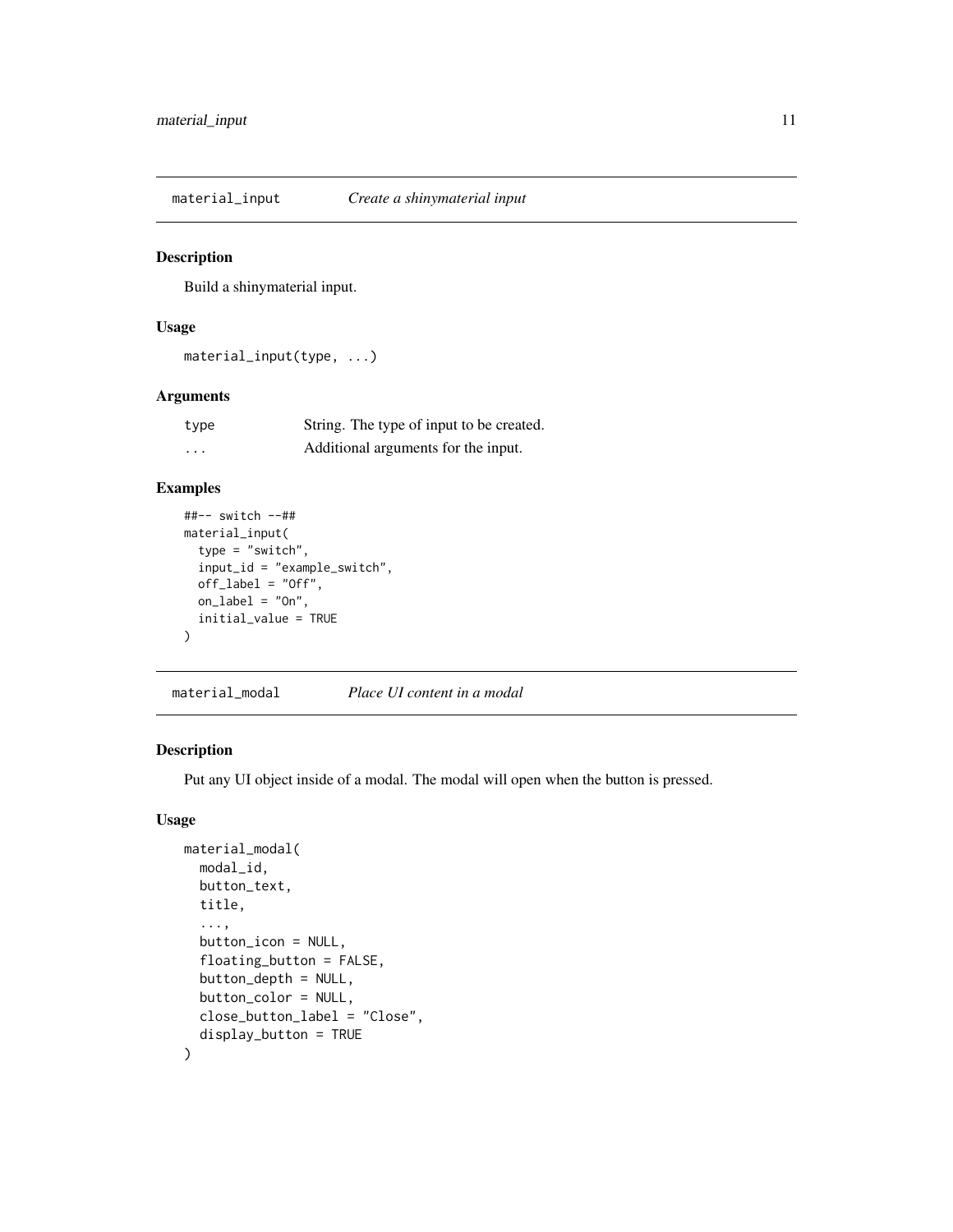## material_input *Create a shinymaterial input*

### Description

Build a shinymaterial input.

### Usage

```
material_input(type, ...)
```

### Arguments

| | |
|---|---|
| type | String. The type of input to be created. |
| ... | Additional arguments for the input. |

### Examples

```
##-- switch --##
material_input(
  type = "switch",
  input_id = "example_switch",
  off_label = "Off",
  on_label = "On",
  initial_value = TRUE
)
```

## material_modal *Place UI content in a modal*

### Description

Put any UI object inside of a modal. The modal will open when the button is pressed.

### Usage

```
material_modal(
  modal_id,
  button_text,
  title,
  ...,
  button_icon = NULL,
  floating_button = FALSE,
  button_depth = NULL,
  button_color = NULL,
  close_button_label = "Close",
  display_button = TRUE
)
```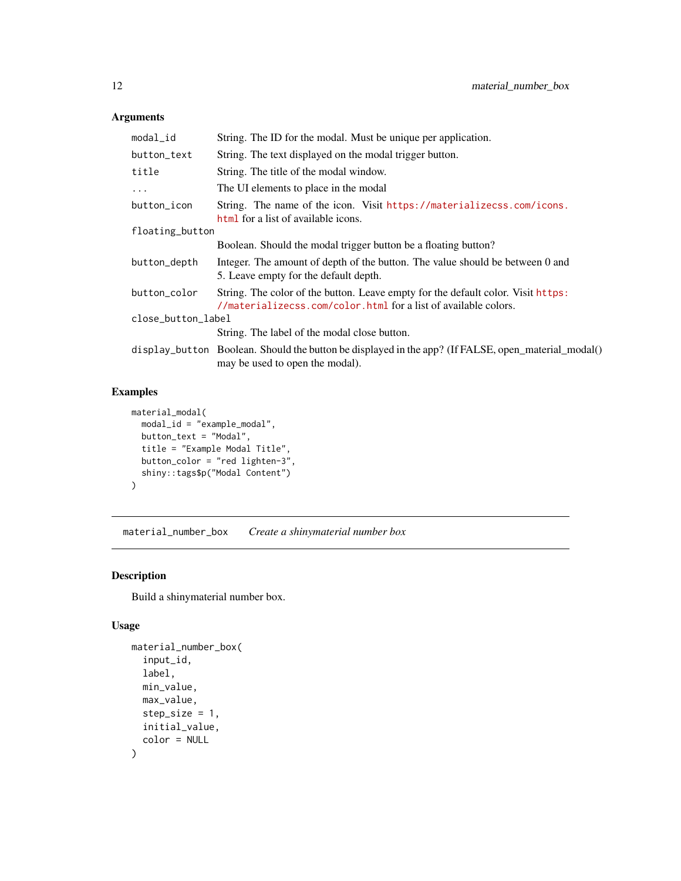### Arguments

| | |
|---|---|
| `modal_id` | String. The ID for the modal. Must be unique per application. |
| `button_text` | String. The text displayed on the modal trigger button. |
| `title` | String. The title of the modal window. |
| `...` | The UI elements to place in the modal |
| `button_icon` | String. The name of the icon. Visit https://materializecss.com/icons.html for a list of available icons. |
| `floating_button` | Boolean. Should the modal trigger button be a floating button? |
| `button_depth` | Integer. The amount of depth of the button. The value should be between 0 and 5. Leave empty for the default depth. |
| `button_color` | String. The color of the button. Leave empty for the default color. Visit https://materializecss.com/color.html for a list of available colors. |
| `close_button_label` | String. The label of the modal close button. |
| `display_button` | Boolean. Should the button be displayed in the app? (If FALSE, open_material_modal() may be used to open the modal). |

### Examples

```
material_modal(
  modal_id = "example_modal",
  button_text = "Modal",
  title = "Example Modal Title",
  button_color = "red lighten-3",
  shiny::tags$p("Modal Content")
)
```

---

## material_number_box    *Create a shinymaterial number box*

---

### Description

Build a shinymaterial number box.

### Usage

```
material_number_box(
  input_id,
  label,
  min_value,
  max_value,
  step_size = 1,
  initial_value,
  color = NULL
)
```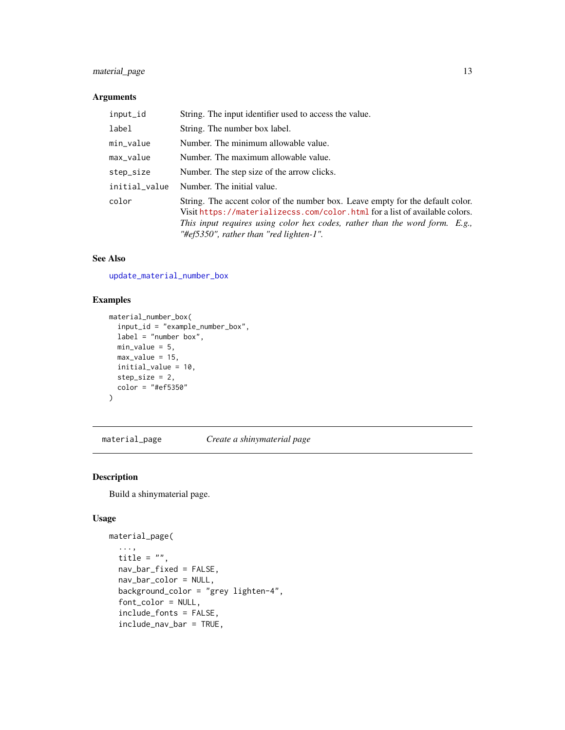### Arguments

| | |
|---|---|
| `input_id` | String. The input identifier used to access the value. |
| `label` | String. The number box label. |
| `min_value` | Number. The minimum allowable value. |
| `max_value` | Number. The maximum allowable value. |
| `step_size` | Number. The step size of the arrow clicks. |
| `initial_value` | Number. The initial value. |
| `color` | String. The accent color of the number box. Leave empty for the default color. Visit https://materializecss.com/color.html for a list of available colors. *This input requires using color hex codes, rather than the word form. E.g., "#ef5350", rather than "red lighten-1".* |

### See Also

update_material_number_box

### Examples

```
material_number_box(
  input_id = "example_number_box",
  label = "number box",
  min_value = 5,
  max_value = 15,
  initial_value = 10,
  step_size = 2,
  color = "#ef5350"
)
```

---

## `material_page` *Create a shinymaterial page*

---

### Description

Build a shinymaterial page.

### Usage

```
material_page(
  ...,
  title = "",
  nav_bar_fixed = FALSE,
  nav_bar_color = NULL,
  background_color = "grey lighten-4",
  font_color = NULL,
  include_fonts = FALSE,
  include_nav_bar = TRUE,
```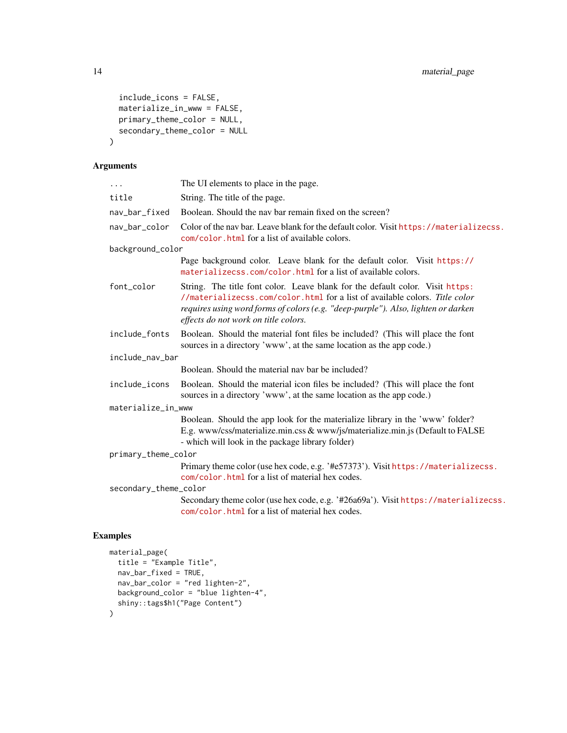```
  include_icons = FALSE,
  materialize_in_www = FALSE,
  primary_theme_color = NULL,
  secondary_theme_color = NULL
)
```

### Arguments

| | |
|---|---|
| `...` | The UI elements to place in the page. |
| `title` | String. The title of the page. |
| `nav_bar_fixed` | Boolean. Should the nav bar remain fixed on the screen? |
| `nav_bar_color` | Color of the nav bar. Leave blank for the default color. Visit https://materializecss.com/color.html for a list of available colors. |
| `background_color` | Page background color. Leave blank for the default color. Visit https://materializecss.com/color.html for a list of available colors. |
| `font_color` | String. The title font color. Leave blank for the default color. Visit https://materializecss.com/color.html for a list of available colors. *Title color requires using word forms of colors (e.g. "deep-purple"). Also, lighten or darken effects do not work on title colors.* |
| `include_fonts` | Boolean. Should the material font files be included? (This will place the font sources in a directory 'www', at the same location as the app code.) |
| `include_nav_bar` | Boolean. Should the material nav bar be included? |
| `include_icons` | Boolean. Should the material icon files be included? (This will place the font sources in a directory 'www', at the same location as the app code.) |
| `materialize_in_www` | Boolean. Should the app look for the materialize library in the 'www' folder? E.g. www/css/materialize.min.css & www/js/materialize.min.js (Default to FALSE - which will look in the package library folder) |
| `primary_theme_color` | Primary theme color (use hex code, e.g. '#e57373'). Visit https://materializecss.com/color.html for a list of material hex codes. |
| `secondary_theme_color` | Secondary theme color (use hex code, e.g. '#26a69a'). Visit https://materializecss.com/color.html for a list of material hex codes. |

### Examples

```
material_page(
  title = "Example Title",
  nav_bar_fixed = TRUE,
  nav_bar_color = "red lighten-2",
  background_color = "blue lighten-4",
  shiny::tags$h1("Page Content")
)
```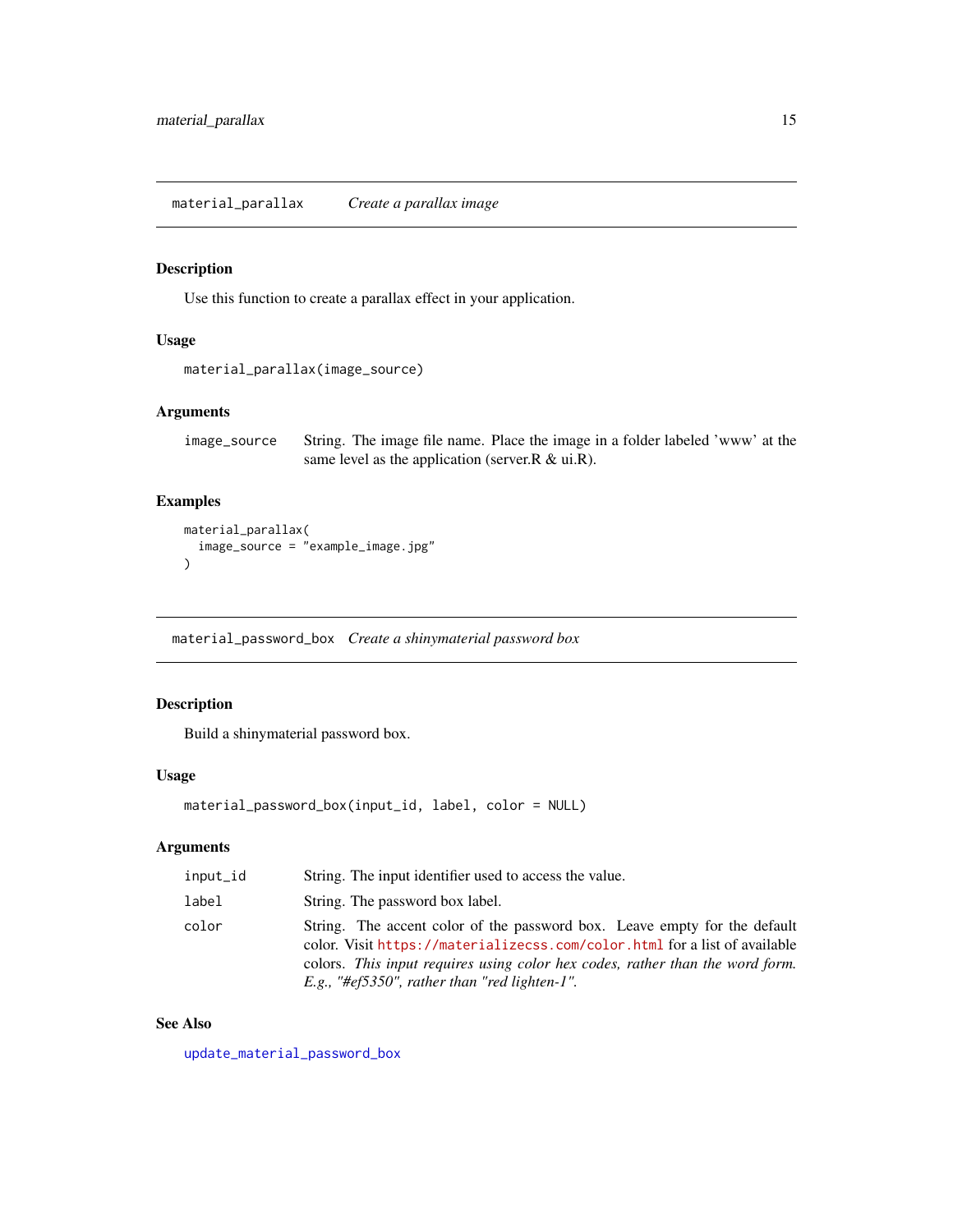## material_parallax — *Create a parallax image*

### Description

Use this function to create a parallax effect in your application.

### Usage

```
material_parallax(image_source)
```

### Arguments

| | |
|---|---|
| image_source | String. The image file name. Place the image in a folder labeled 'www' at the same level as the application (server.R & ui.R). |

### Examples

```
material_parallax(
  image_source = "example_image.jpg"
)
```

## material_password_box — *Create a shinymaterial password box*

### Description

Build a shinymaterial password box.

### Usage

```
material_password_box(input_id, label, color = NULL)
```

### Arguments

| | |
|---|---|
| input_id | String. The input identifier used to access the value. |
| label | String. The password box label. |
| color | String. The accent color of the password box. Leave empty for the default color. Visit https://materializecss.com/color.html for a list of available colors. *This input requires using color hex codes, rather than the word form. E.g., "#ef5350", rather than "red lighten-1".* |

### See Also

update_material_password_box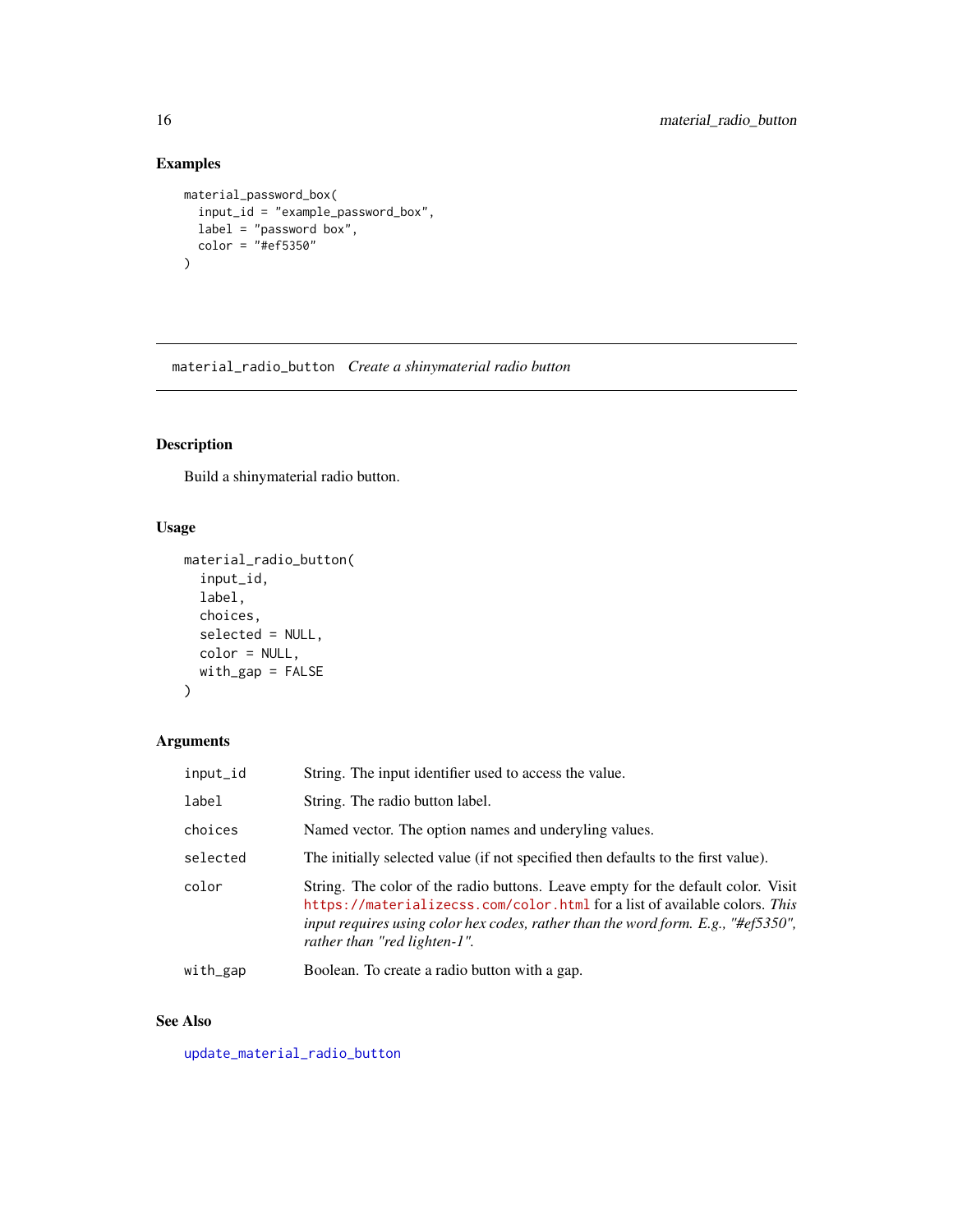### Examples

```
material_password_box(
  input_id = "example_password_box",
  label = "password box",
  color = "#ef5350"
)
```

---

## material_radio_button *Create a shinymaterial radio button*

---

### Description

Build a shinymaterial radio button.

### Usage

```
material_radio_button(
  input_id,
  label,
  choices,
  selected = NULL,
  color = NULL,
  with_gap = FALSE
)
```

### Arguments

| | |
|---|---|
| input_id | String. The input identifier used to access the value. |
| label | String. The radio button label. |
| choices | Named vector. The option names and underyling values. |
| selected | The initially selected value (if not specified then defaults to the first value). |
| color | String. The color of the radio buttons. Leave empty for the default color. Visit https://materializecss.com/color.html for a list of available colors. *This input requires using color hex codes, rather than the word form. E.g., "#ef5350", rather than "red lighten-1".* |
| with_gap | Boolean. To create a radio button with a gap. |

### See Also

update_material_radio_button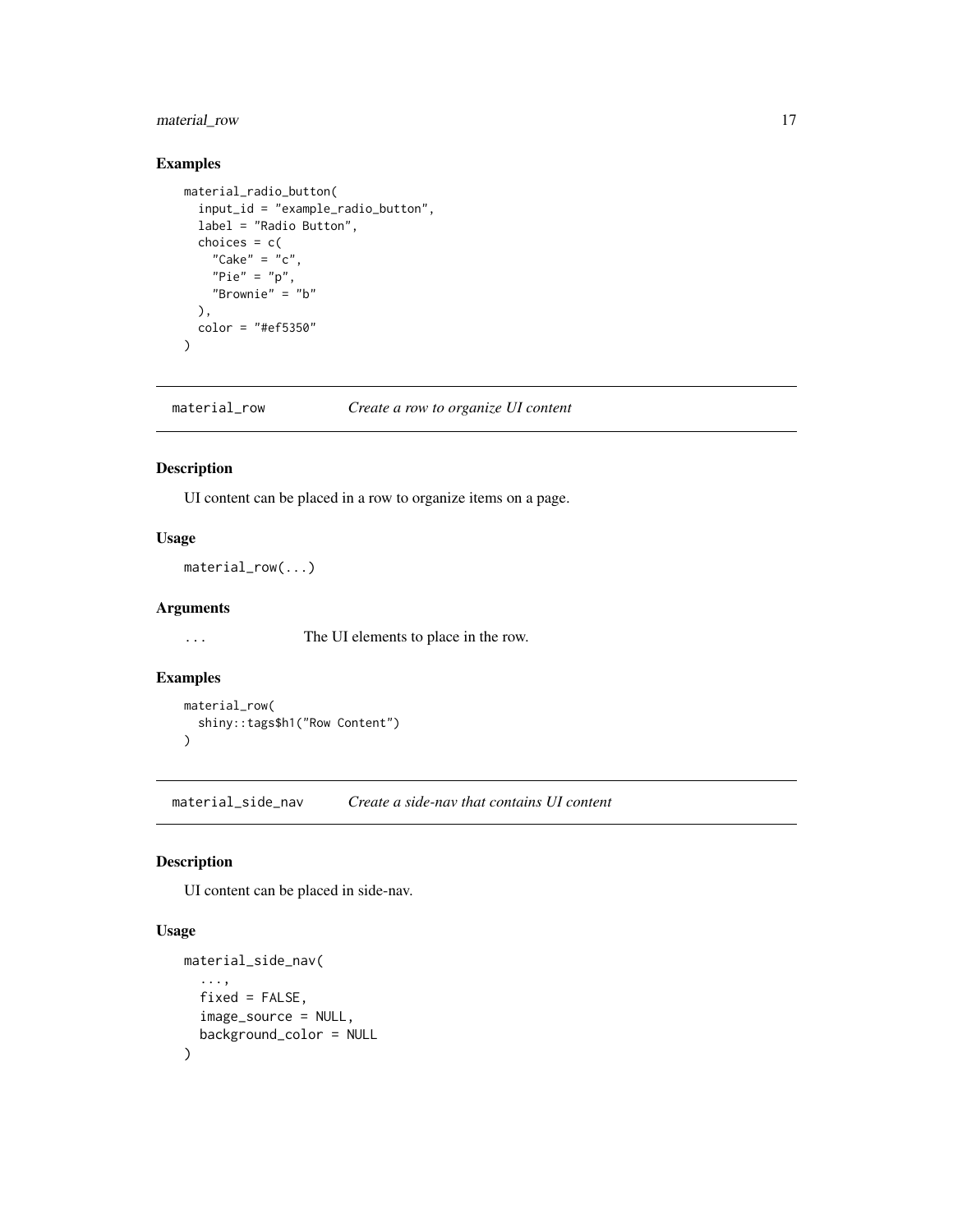## Examples

```
material_radio_button(
  input_id = "example_radio_button",
  label = "Radio Button",
  choices = c(
    "Cake" = "c",
    "Pie" = "p",
    "Brownie" = "b"
  ),
  color = "#ef5350"
)
```

---

# material_row    *Create a row to organize UI content*

## Description

UI content can be placed in a row to organize items on a page.

## Usage

```
material_row(...)
```

## Arguments

| | |
|---|---|
| ... | The UI elements to place in the row. |

## Examples

```
material_row(
  shiny::tags$h1("Row Content")
)
```

---

# material_side_nav    *Create a side-nav that contains UI content*

## Description

UI content can be placed in side-nav.

## Usage

```
material_side_nav(
  ...,
  fixed = FALSE,
  image_source = NULL,
  background_color = NULL
)
```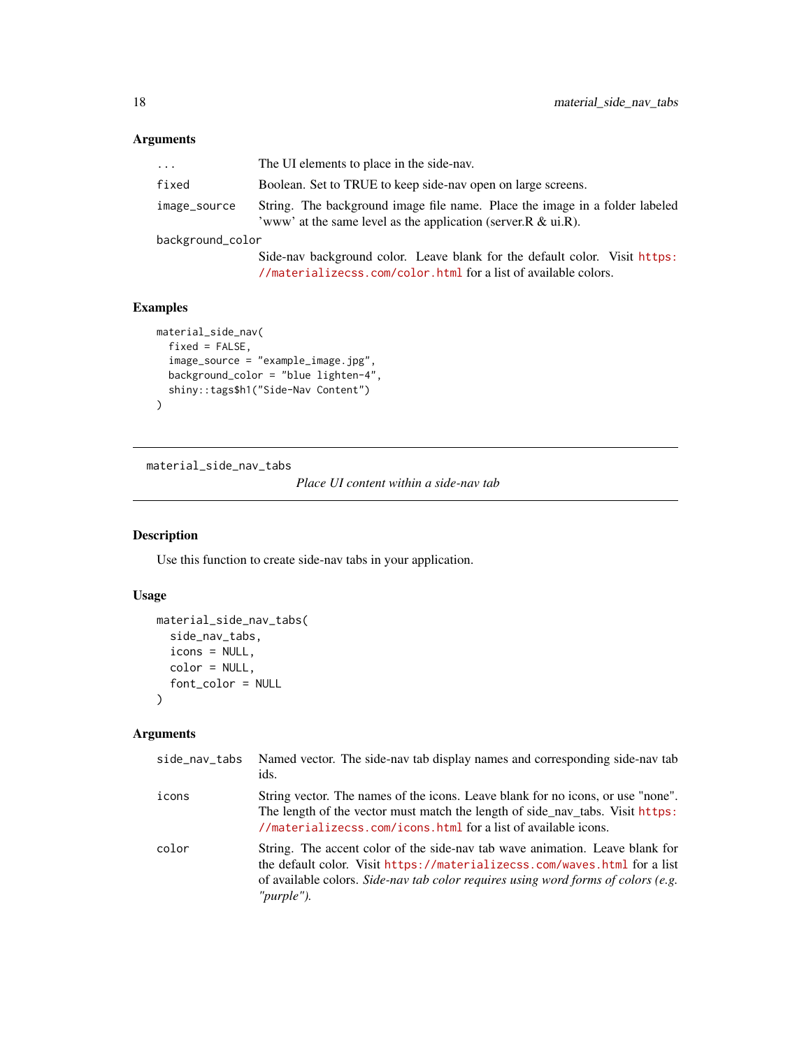## Arguments

| | |
|---|---|
| `...` | The UI elements to place in the side-nav. |
| `fixed` | Boolean. Set to TRUE to keep side-nav open on large screens. |
| `image_source` | String. The background image file name. Place the image in a folder labeled 'www' at the same level as the application (server.R & ui.R). |
| `background_color` | Side-nav background color. Leave blank for the default color. Visit https://materializecss.com/color.html for a list of available colors. |

## Examples

```
material_side_nav(
  fixed = FALSE,
  image_source = "example_image.jpg",
  background_color = "blue lighten-4",
  shiny::tags$h1("Side-Nav Content")
)
```

---

# material_side_nav_tabs

*Place UI content within a side-nav tab*

## Description

Use this function to create side-nav tabs in your application.

## Usage

```
material_side_nav_tabs(
  side_nav_tabs,
  icons = NULL,
  color = NULL,
  font_color = NULL
)
```

## Arguments

| | |
|---|---|
| `side_nav_tabs` | Named vector. The side-nav tab display names and corresponding side-nav tab ids. |
| `icons` | String vector. The names of the icons. Leave blank for no icons, or use "none". The length of the vector must match the length of side_nav_tabs. Visit https://materializecss.com/icons.html for a list of available icons. |
| `color` | String. The accent color of the side-nav tab wave animation. Leave blank for the default color. Visit https://materializecss.com/waves.html for a list of available colors. *Side-nav tab color requires using word forms of colors (e.g. "purple").* |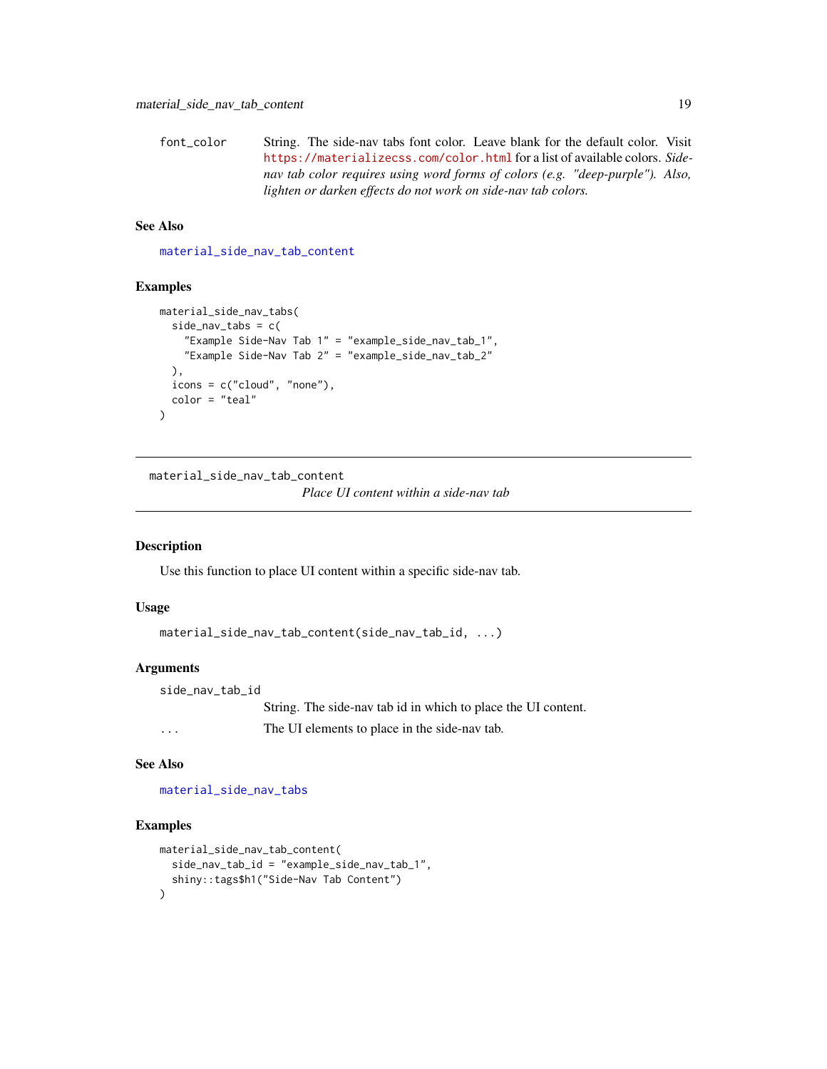font_color String. The side-nav tabs font color. Leave blank for the default color. Visit https://materializecss.com/color.html for a list of available colors. *Side-nav tab color requires using word forms of colors (e.g. "deep-purple"). Also, lighten or darken effects do not work on side-nav tab colors.*

### See Also

material_side_nav_tab_content

### Examples

```
material_side_nav_tabs(
  side_nav_tabs = c(
    "Example Side-Nav Tab 1" = "example_side_nav_tab_1",
    "Example Side-Nav Tab 2" = "example_side_nav_tab_2"
  ),
  icons = c("cloud", "none"),
  color = "teal"
)
```

---

## material_side_nav_tab_content *Place UI content within a side-nav tab*

---

### Description

Use this function to place UI content within a specific side-nav tab.

### Usage

```
material_side_nav_tab_content(side_nav_tab_id, ...)
```

### Arguments

side_nav_tab_id
String. The side-nav tab id in which to place the UI content.

... The UI elements to place in the side-nav tab.

### See Also

material_side_nav_tabs

### Examples

```
material_side_nav_tab_content(
  side_nav_tab_id = "example_side_nav_tab_1",
  shiny::tags$h1("Side-Nav Tab Content")
)
```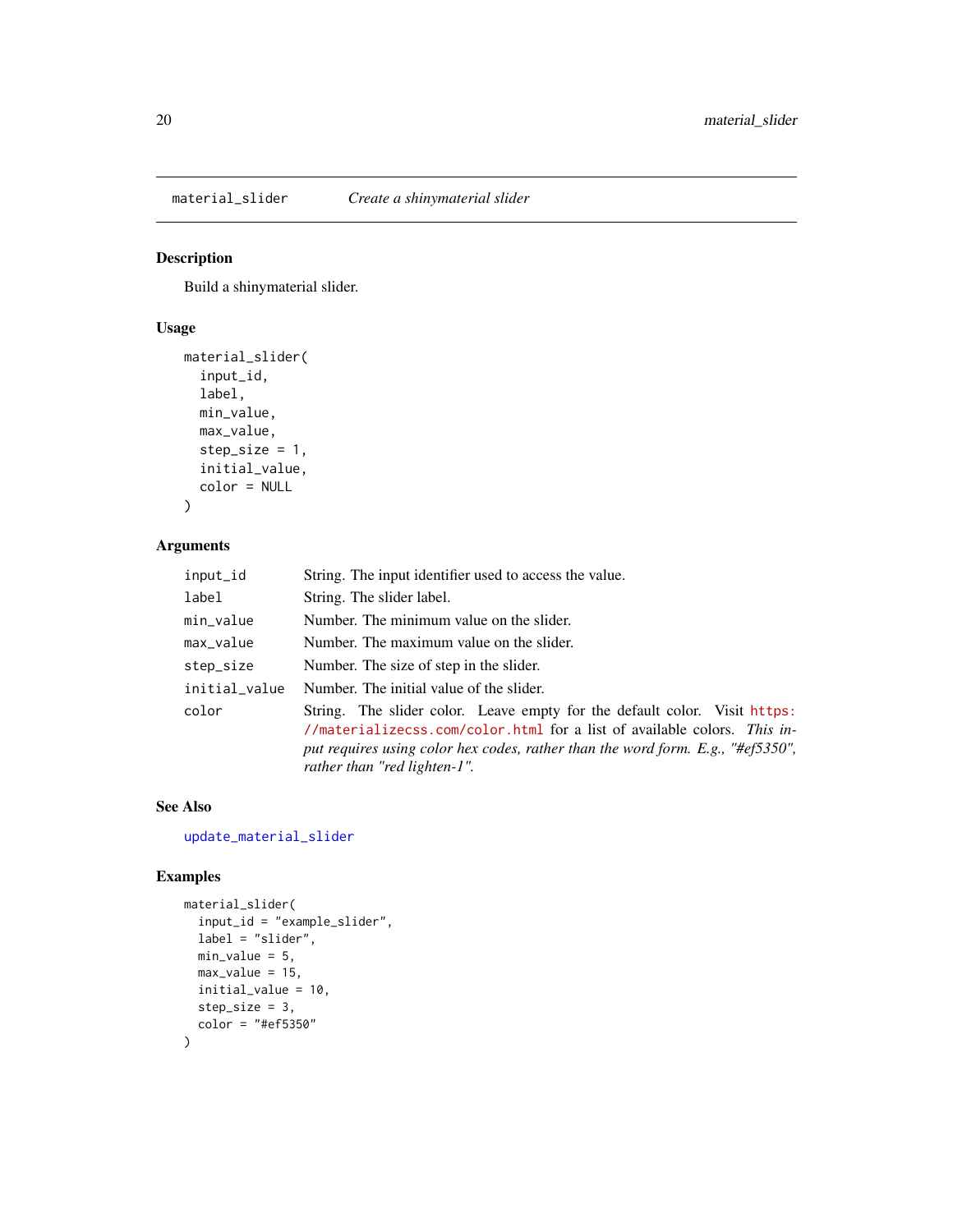## material_slider — *Create a shinymaterial slider*

### Description

Build a shinymaterial slider.

### Usage

```
material_slider(
  input_id,
  label,
  min_value,
  max_value,
  step_size = 1,
  initial_value,
  color = NULL
)
```

### Arguments

| | |
|---|---|
| `input_id` | String. The input identifier used to access the value. |
| `label` | String. The slider label. |
| `min_value` | Number. The minimum value on the slider. |
| `max_value` | Number. The maximum value on the slider. |
| `step_size` | Number. The size of step in the slider. |
| `initial_value` | Number. The initial value of the slider. |
| `color` | String. The slider color. Leave empty for the default color. Visit https://materializecss.com/color.html for a list of available colors. *This input requires using color hex codes, rather than the word form. E.g., "#ef5350", rather than "red lighten-1".* |

### See Also

`update_material_slider`

### Examples

```
material_slider(
  input_id = "example_slider",
  label = "slider",
  min_value = 5,
  max_value = 15,
  initial_value = 10,
  step_size = 3,
  color = "#ef5350"
)
```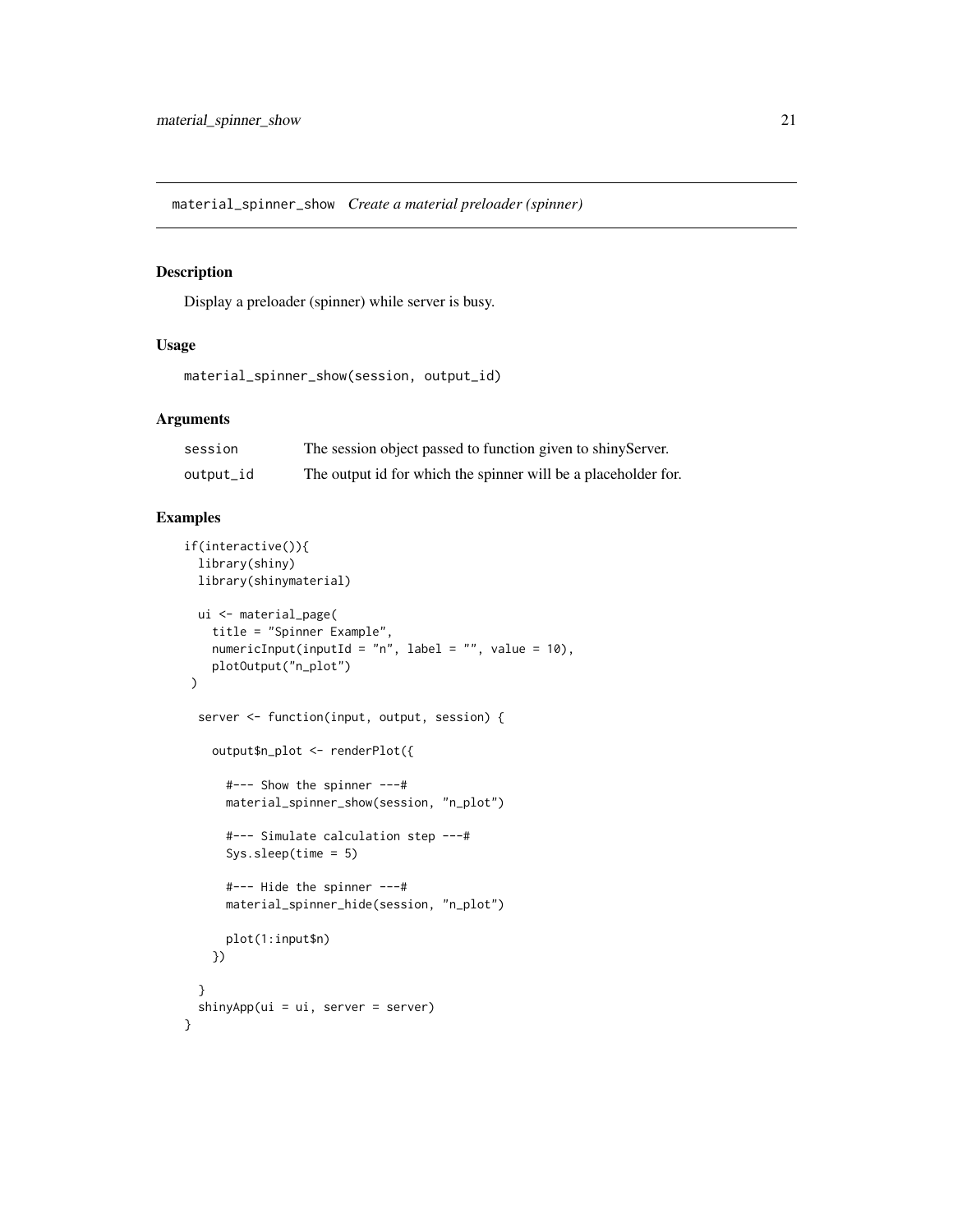## material_spinner_show    *Create a material preloader (spinner)*

### Description

Display a preloader (spinner) while server is busy.

### Usage

```
material_spinner_show(session, output_id)
```

### Arguments

| | |
|---|---|
| session | The session object passed to function given to shinyServer. |
| output_id | The output id for which the spinner will be a placeholder for. |

### Examples

```
if(interactive()){
  library(shiny)
  library(shinymaterial)

  ui <- material_page(
    title = "Spinner Example",
    numericInput(inputId = "n", label = "", value = 10),
    plotOutput("n_plot")
 )

  server <- function(input, output, session) {

    output$n_plot <- renderPlot({

      #--- Show the spinner ---#
      material_spinner_show(session, "n_plot")

      #--- Simulate calculation step ---#
      Sys.sleep(time = 5)

      #--- Hide the spinner ---#
      material_spinner_hide(session, "n_plot")

      plot(1:input$n)
    })

  }
  shinyApp(ui = ui, server = server)
}
```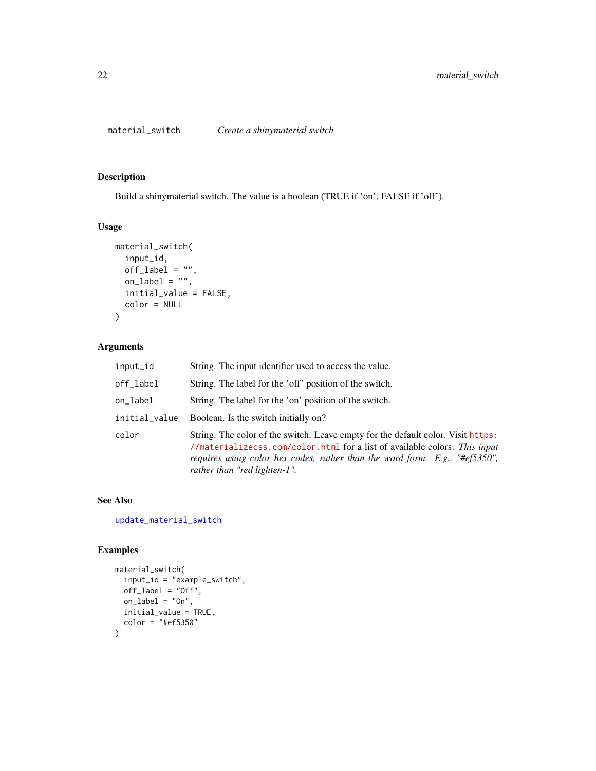material_switch *Create a shinymaterial switch*

## Description

Build a shinymaterial switch. The value is a boolean (TRUE if 'on', FALSE if 'off').

## Usage

```
material_switch(
  input_id,
  off_label = "",
  on_label = "",
  initial_value = FALSE,
  color = NULL
)
```

## Arguments

| | |
|---|---|
| input_id | String. The input identifier used to access the value. |
| off_label | String. The label for the 'off' position of the switch. |
| on_label | String. The label for the 'on' position of the switch. |
| initial_value | Boolean. Is the switch initially on? |
| color | String. The color of the switch. Leave empty for the default color. Visit https://materializecss.com/color.html for a list of available colors. *This input requires using color hex codes, rather than the word form. E.g., "#ef5350", rather than "red lighten-1".* |

## See Also

update_material_switch

## Examples

```
material_switch(
  input_id = "example_switch",
  off_label = "Off",
  on_label = "On",
  initial_value = TRUE,
  color = "#ef5350"
)
```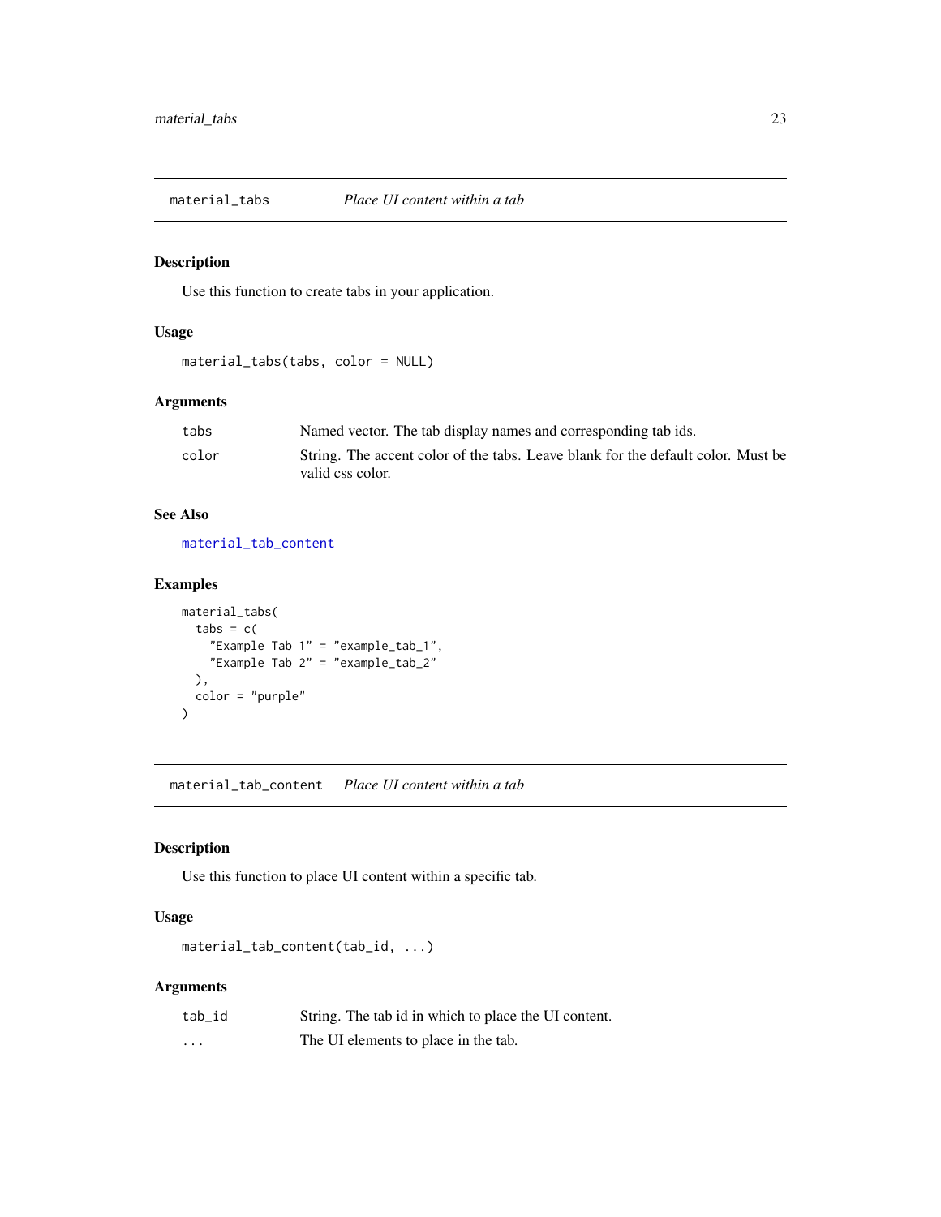## material_tabs — *Place UI content within a tab*

### Description

Use this function to create tabs in your application.

### Usage

```
material_tabs(tabs, color = NULL)
```

### Arguments

| | |
|---|---|
| tabs | Named vector. The tab display names and corresponding tab ids. |
| color | String. The accent color of the tabs. Leave blank for the default color. Must be valid css color. |

### See Also

material_tab_content

### Examples

```
material_tabs(
  tabs = c(
    "Example Tab 1" = "example_tab_1",
    "Example Tab 2" = "example_tab_2"
  ),
  color = "purple"
)
```

## material_tab_content — *Place UI content within a tab*

### Description

Use this function to place UI content within a specific tab.

### Usage

```
material_tab_content(tab_id, ...)
```

### Arguments

| | |
|---|---|
| tab_id | String. The tab id in which to place the UI content. |
| ... | The UI elements to place in the tab. |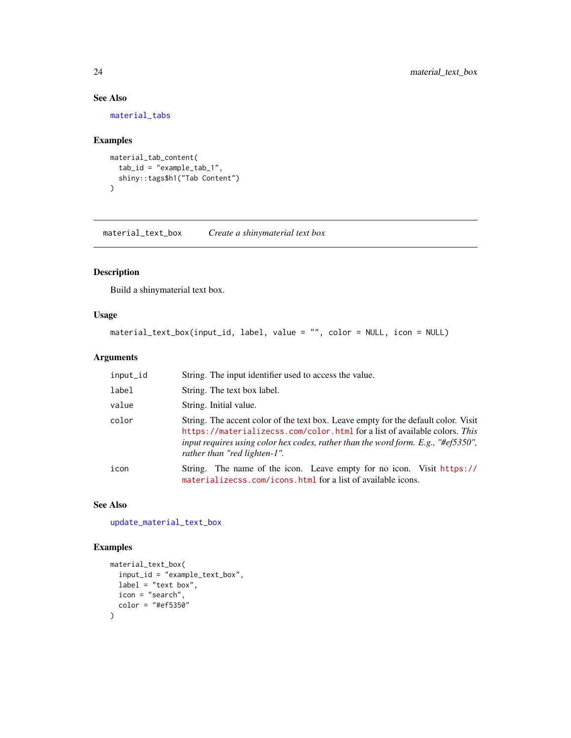### See Also

material_tabs

### Examples

```
material_tab_content(
  tab_id = "example_tab_1",
  shiny::tags$h1("Tab Content")
)
```

---

## material_text_box — *Create a shinymaterial text box*

---

### Description

Build a shinymaterial text box.

### Usage

```
material_text_box(input_id, label, value = "", color = NULL, icon = NULL)
```

### Arguments

| | |
|---|---|
| input_id | String. The input identifier used to access the value. |
| label | String. The text box label. |
| value | String. Initial value. |
| color | String. The accent color of the text box. Leave empty for the default color. Visit https://materializecss.com/color.html for a list of available colors. *This input requires using color hex codes, rather than the word form. E.g., "#ef5350", rather than "red lighten-1".* |
| icon | String. The name of the icon. Leave empty for no icon. Visit https://materializecss.com/icons.html for a list of available icons. |

### See Also

update_material_text_box

### Examples

```
material_text_box(
  input_id = "example_text_box",
  label = "text box",
  icon = "search",
  color = "#ef5350"
)
```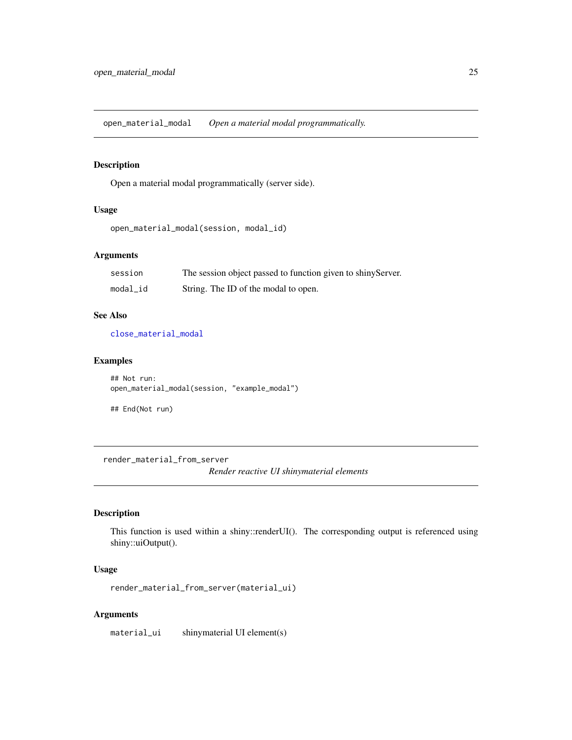## open_material_modal *Open a material modal programmatically.*

### Description

Open a material modal programmatically (server side).

### Usage

```
open_material_modal(session, modal_id)
```

### Arguments

| | |
|---|---|
| session | The session object passed to function given to shinyServer. |
| modal_id | String. The ID of the modal to open. |

### See Also

close_material_modal

### Examples

```
## Not run:
open_material_modal(session, "example_modal")

## End(Not run)
```

## render_material_from_server *Render reactive UI shinymaterial elements*

### Description

This function is used within a shiny::renderUI(). The corresponding output is referenced using shiny::uiOutput().

### Usage

```
render_material_from_server(material_ui)
```

### Arguments

| | |
|---|---|
| material_ui | shinymaterial UI element(s) |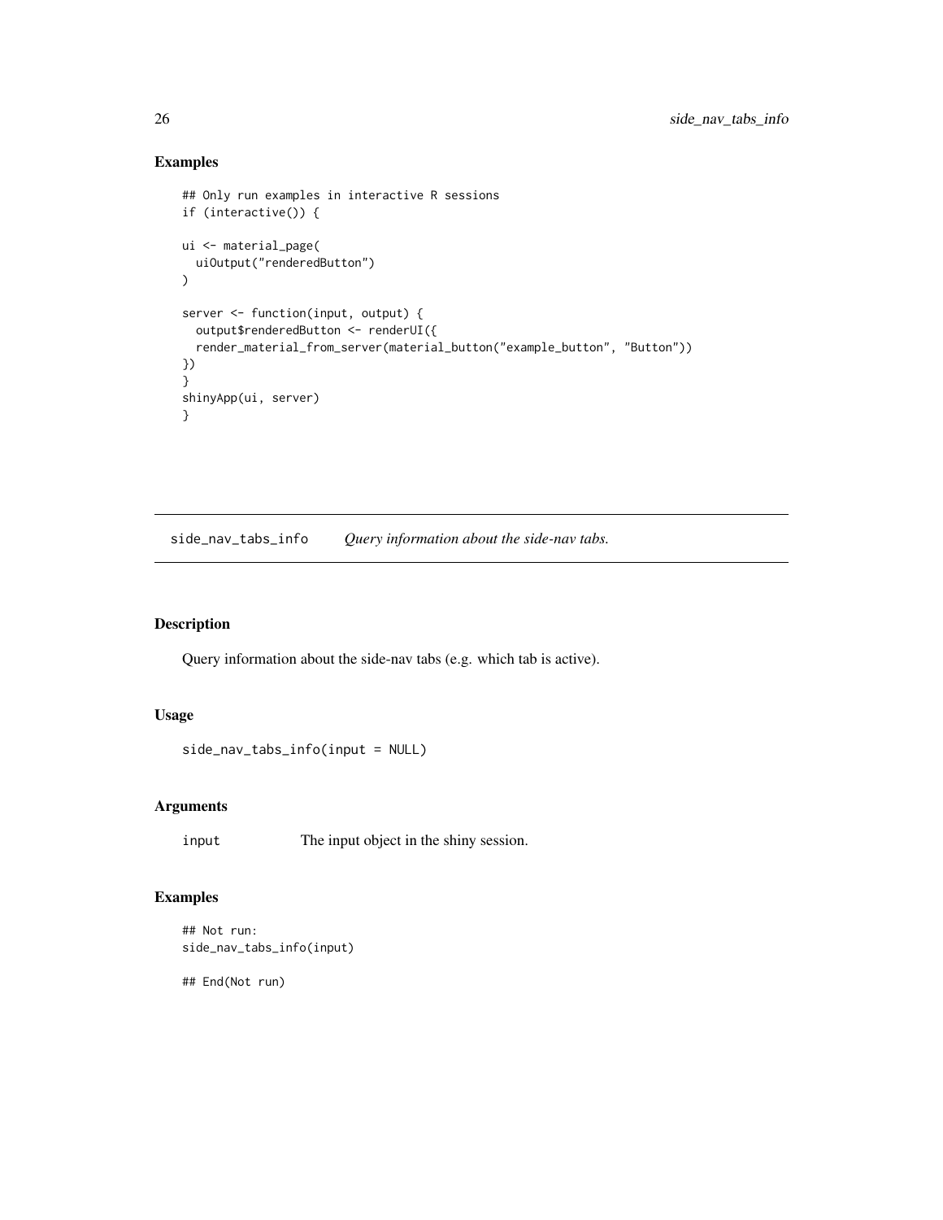### Examples

```
## Only run examples in interactive R sessions
if (interactive()) {

ui <- material_page(
  uiOutput("renderedButton")
)

server <- function(input, output) {
  output$renderedButton <- renderUI({
  render_material_from_server(material_button("example_button", "Button"))
})
}
shinyApp(ui, server)
}
```

---

## side_nav_tabs_info    *Query information about the side-nav tabs.*

---

### Description

Query information about the side-nav tabs (e.g. which tab is active).

### Usage

```
side_nav_tabs_info(input = NULL)
```

### Arguments

| | |
|---|---|
| input | The input object in the shiny session. |

### Examples

```
## Not run:
side_nav_tabs_info(input)

## End(Not run)
```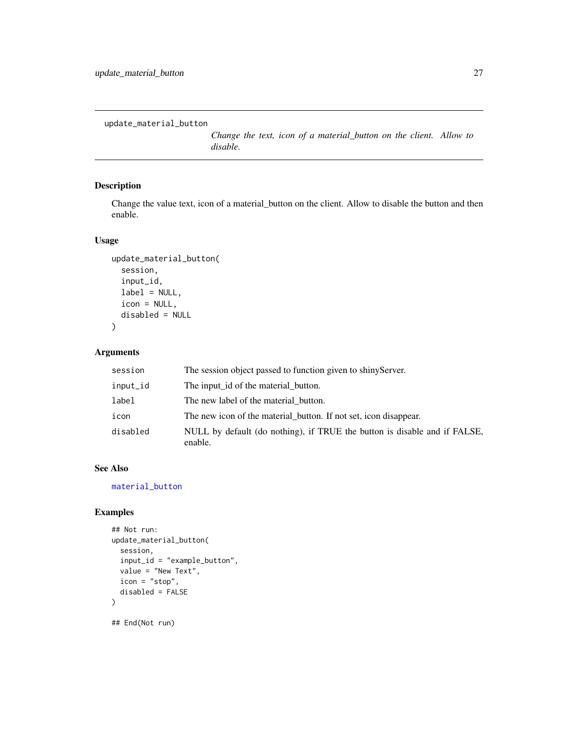update_material_button

*Change the text, icon of a material_button on the client. Allow to disable.*

## Description

Change the value text, icon of a material_button on the client. Allow to disable the button and then enable.

## Usage

```
update_material_button(
  session,
  input_id,
  label = NULL,
  icon = NULL,
  disabled = NULL
)
```

## Arguments

| | |
|---|---|
| session | The session object passed to function given to shinyServer. |
| input_id | The input_id of the material_button. |
| label | The new label of the material_button. |
| icon | The new icon of the material_button. If not set, icon disappear. |
| disabled | NULL by default (do nothing), if TRUE the button is disable and if FALSE, enable. |

## See Also

material_button

## Examples

```
## Not run:
update_material_button(
  session,
  input_id = "example_button",
  value = "New Text",
  icon = "stop",
  disabled = FALSE
)

## End(Not run)
```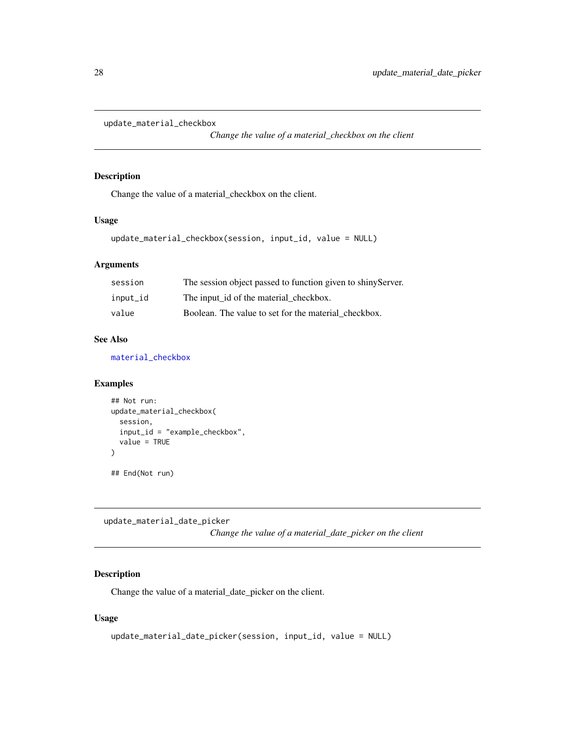## update_material_checkbox

*Change the value of a material_checkbox on the client*

### Description

Change the value of a material_checkbox on the client.

### Usage

```
update_material_checkbox(session, input_id, value = NULL)
```

### Arguments

| | |
|---|---|
| session | The session object passed to function given to shinyServer. |
| input_id | The input_id of the material_checkbox. |
| value | Boolean. The value to set for the material_checkbox. |

### See Also

material_checkbox

### Examples

```
## Not run:
update_material_checkbox(
  session,
  input_id = "example_checkbox",
  value = TRUE
)

## End(Not run)
```

## update_material_date_picker

*Change the value of a material_date_picker on the client*

### Description

Change the value of a material_date_picker on the client.

### Usage

```
update_material_date_picker(session, input_id, value = NULL)
```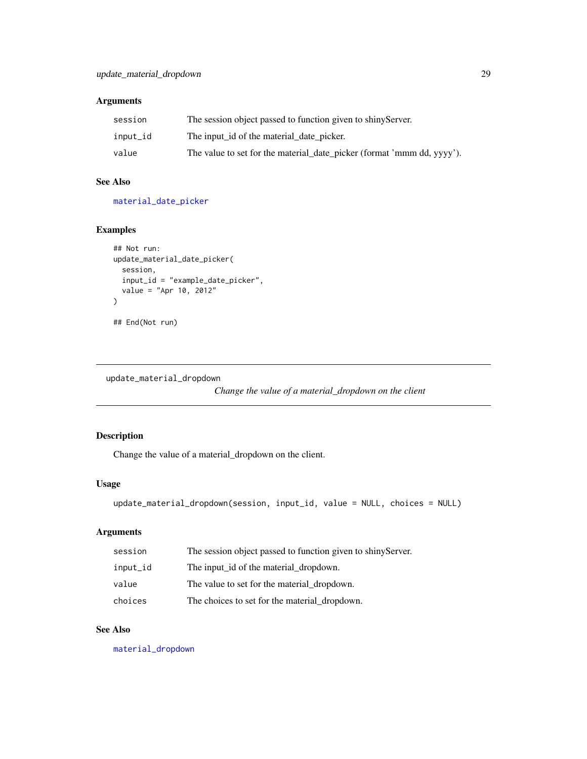### Arguments

| | |
|---|---|
| `session` | The session object passed to function given to shinyServer. |
| `input_id` | The input_id of the material_date_picker. |
| `value` | The value to set for the material_date_picker (format 'mmm dd, yyyy'). |

### See Also

`material_date_picker`

### Examples

```
## Not run:
update_material_date_picker(
  session,
  input_id = "example_date_picker",
  value = "Apr 10, 2012"
)

## End(Not run)
```

---

## update_material_dropdown

*Change the value of a material_dropdown on the client*

---

### Description

Change the value of a material_dropdown on the client.

### Usage

```
update_material_dropdown(session, input_id, value = NULL, choices = NULL)
```

### Arguments

| | |
|---|---|
| `session` | The session object passed to function given to shinyServer. |
| `input_id` | The input_id of the material_dropdown. |
| `value` | The value to set for the material_dropdown. |
| `choices` | The choices to set for the material_dropdown. |

### See Also

`material_dropdown`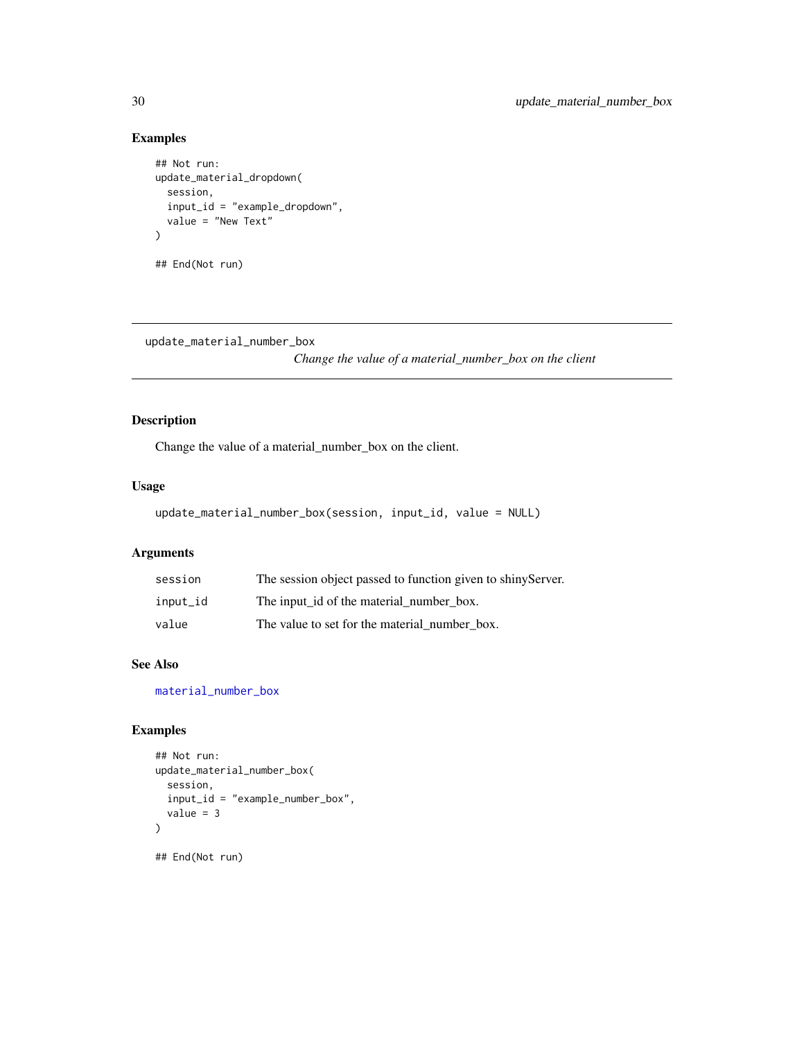## Examples

```
## Not run:
update_material_dropdown(
  session,
  input_id = "example_dropdown",
  value = "New Text"
)

## End(Not run)
```

---

update_material_number_box &nbsp;&nbsp;&nbsp;&nbsp; *Change the value of a material_number_box on the client*

---

## Description

Change the value of a material_number_box on the client.

## Usage

```
update_material_number_box(session, input_id, value = NULL)
```

## Arguments

| | |
|---|---|
| session | The session object passed to function given to shinyServer. |
| input_id | The input_id of the material_number_box. |
| value | The value to set for the material_number_box. |

## See Also

material_number_box

## Examples

```
## Not run:
update_material_number_box(
  session,
  input_id = "example_number_box",
  value = 3
)

## End(Not run)
```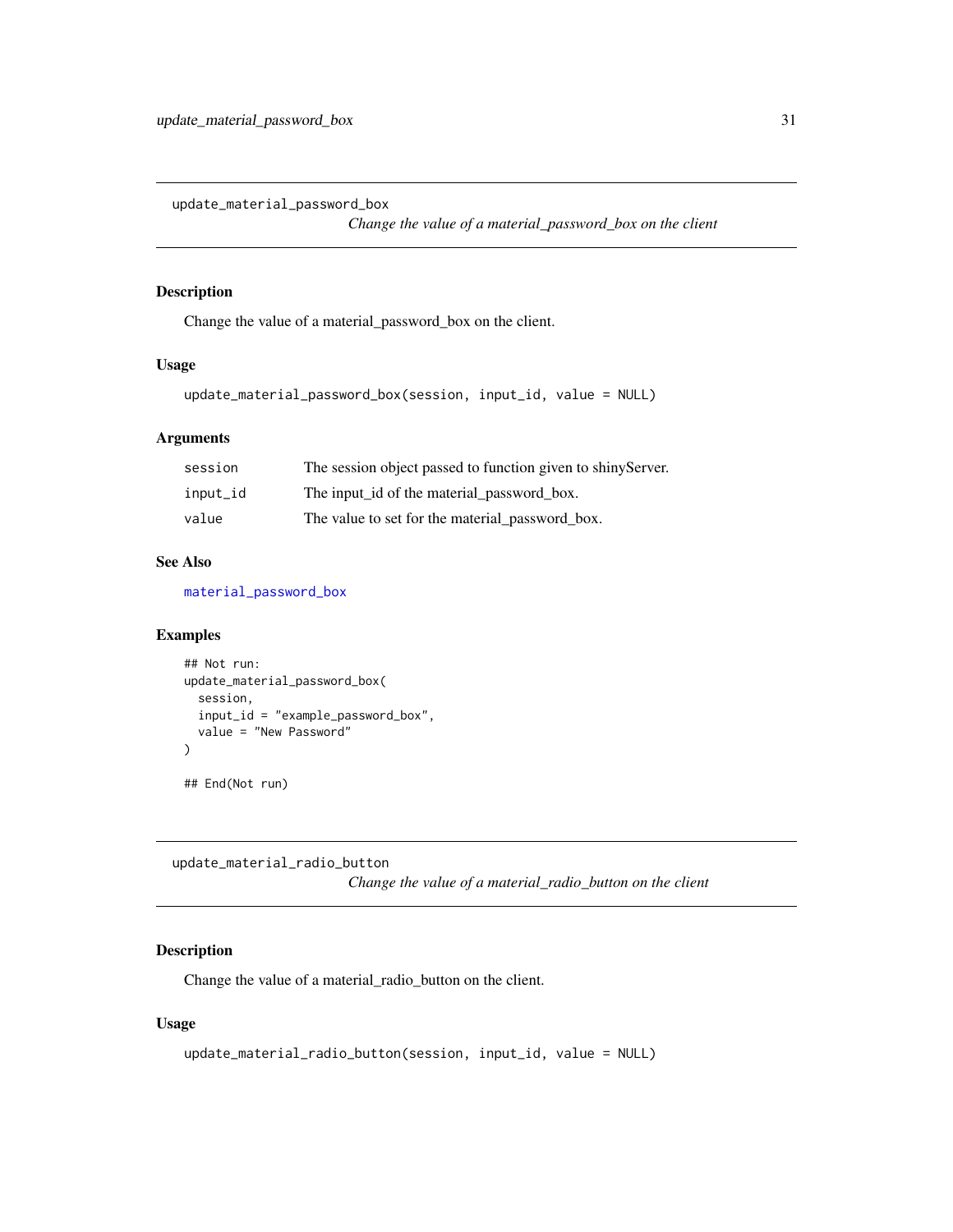## update_material_password_box

*Change the value of a material_password_box on the client*

### Description

Change the value of a material_password_box on the client.

### Usage

```
update_material_password_box(session, input_id, value = NULL)
```

### Arguments

| | |
|---|---|
| `session` | The session object passed to function given to shinyServer. |
| `input_id` | The input_id of the material_password_box. |
| `value` | The value to set for the material_password_box. |

### See Also

`material_password_box`

### Examples

```
## Not run:
update_material_password_box(
  session,
  input_id = "example_password_box",
  value = "New Password"
)

## End(Not run)
```

## update_material_radio_button

*Change the value of a material_radio_button on the client*

### Description

Change the value of a material_radio_button on the client.

### Usage

```
update_material_radio_button(session, input_id, value = NULL)
```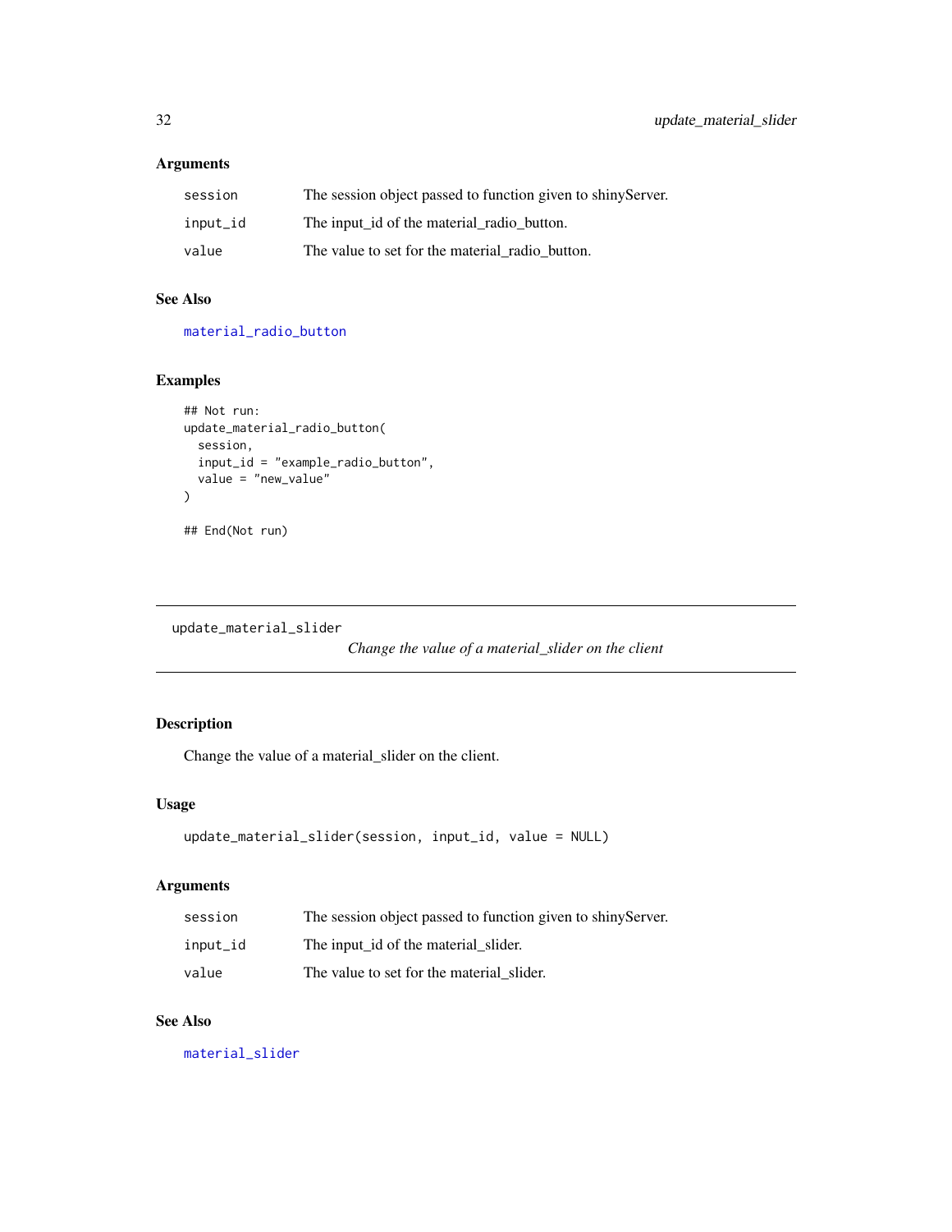### Arguments

| | |
|---|---|
| session | The session object passed to function given to shinyServer. |
| input_id | The input_id of the material_radio_button. |
| value | The value to set for the material_radio_button. |

### See Also

material_radio_button

### Examples

```
## Not run:
update_material_radio_button(
  session,
  input_id = "example_radio_button",
  value = "new_value"
)

## End(Not run)
```

---

## update_material_slider

*Change the value of a material_slider on the client*

---

### Description

Change the value of a material_slider on the client.

### Usage

```
update_material_slider(session, input_id, value = NULL)
```

### Arguments

| | |
|---|---|
| session | The session object passed to function given to shinyServer. |
| input_id | The input_id of the material_slider. |
| value | The value to set for the material_slider. |

### See Also

material_slider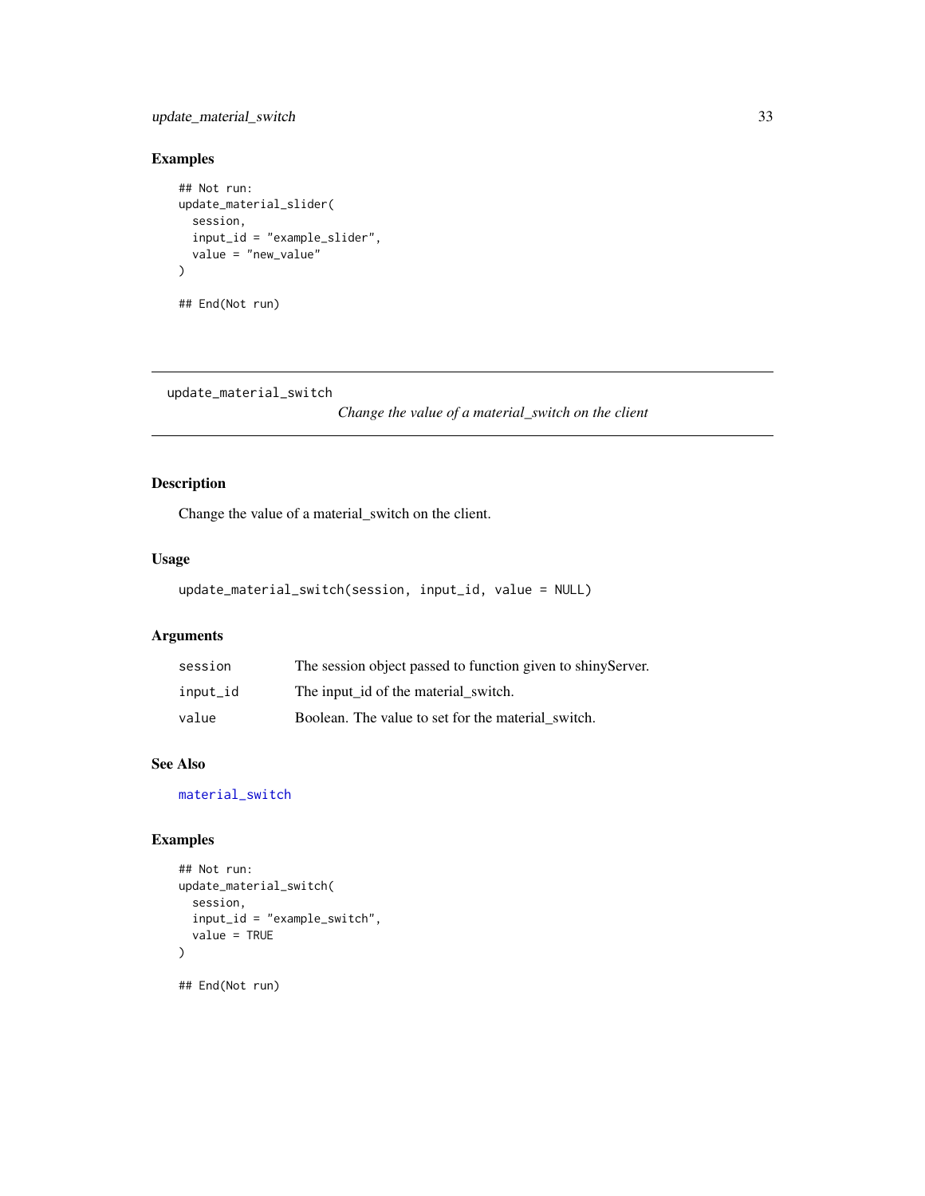## Examples

```
## Not run:
update_material_slider(
  session,
  input_id = "example_slider",
  value = "new_value"
)

## End(Not run)
```

---

update_material_switch

*Change the value of a material_switch on the client*

---

## Description

Change the value of a material_switch on the client.

## Usage

```
update_material_switch(session, input_id, value = NULL)
```

## Arguments

| | |
|---|---|
| session | The session object passed to function given to shinyServer. |
| input_id | The input_id of the material_switch. |
| value | Boolean. The value to set for the material_switch. |

## See Also

material_switch

## Examples

```
## Not run:
update_material_switch(
  session,
  input_id = "example_switch",
  value = TRUE
)

## End(Not run)
```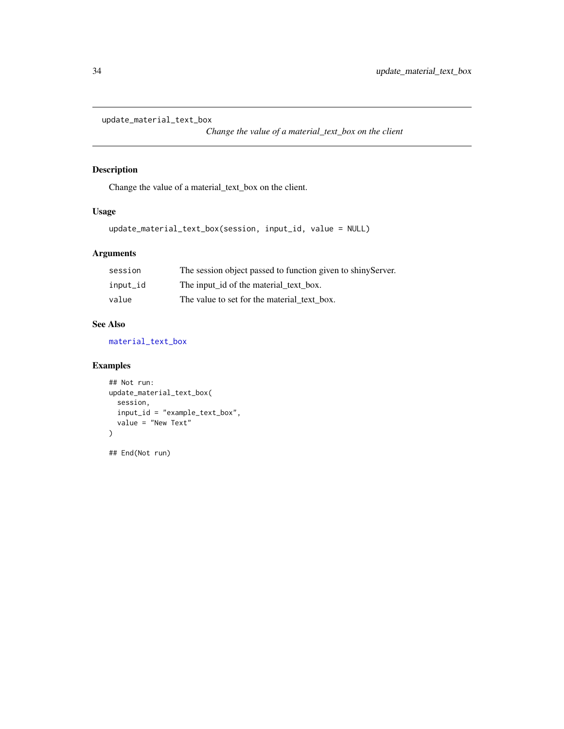`update_material_text_box` *Change the value of a material_text_box on the client*

## Description

Change the value of a material_text_box on the client.

## Usage

```
update_material_text_box(session, input_id, value = NULL)
```

## Arguments

| | |
|---|---|
| `session` | The session object passed to function given to shinyServer. |
| `input_id` | The input_id of the material_text_box. |
| `value` | The value to set for the material_text_box. |

## See Also

`material_text_box`

## Examples

```
## Not run:
update_material_text_box(
  session,
  input_id = "example_text_box",
  value = "New Text"
)

## End(Not run)
```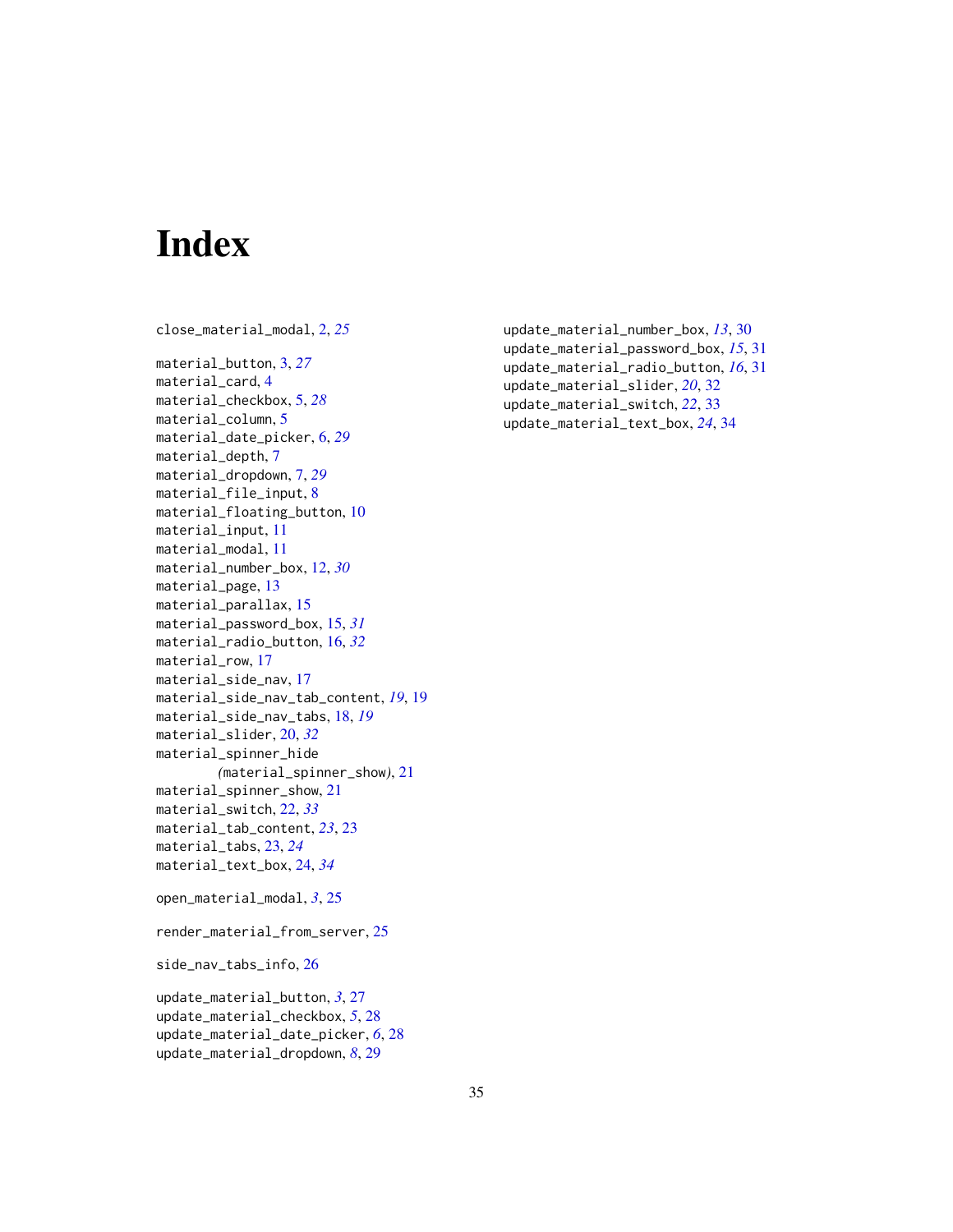# Index

close_material_modal, 2, *25*

material_button, 3, *27*
material_card, 4
material_checkbox, 5, *28*
material_column, 5
material_date_picker, 6, *29*
material_depth, 7
material_dropdown, 7, *29*
material_file_input, 8
material_floating_button, 10
material_input, 11
material_modal, 11
material_number_box, 12, *30*
material_page, 13
material_parallax, 15
material_password_box, 15, *31*
material_radio_button, 16, *32*
material_row, 17
material_side_nav, 17
material_side_nav_tab_content, *19*, 19
material_side_nav_tabs, 18, *19*
material_slider, 20, *32*
material_spinner_hide
    *(*material_spinner_show*)*, 21
material_spinner_show, 21
material_switch, 22, *33*
material_tab_content, *23*, 23
material_tabs, 23, *24*
material_text_box, 24, *34*

open_material_modal, *3*, 25

render_material_from_server, 25

side_nav_tabs_info, 26

update_material_button, *3*, 27
update_material_checkbox, *5*, 28
update_material_date_picker, *6*, 28
update_material_dropdown, *8*, 29
update_material_number_box, *13*, 30
update_material_password_box, *15*, 31
update_material_radio_button, *16*, 31
update_material_slider, *20*, 32
update_material_switch, *22*, 33
update_material_text_box, *24*, 34